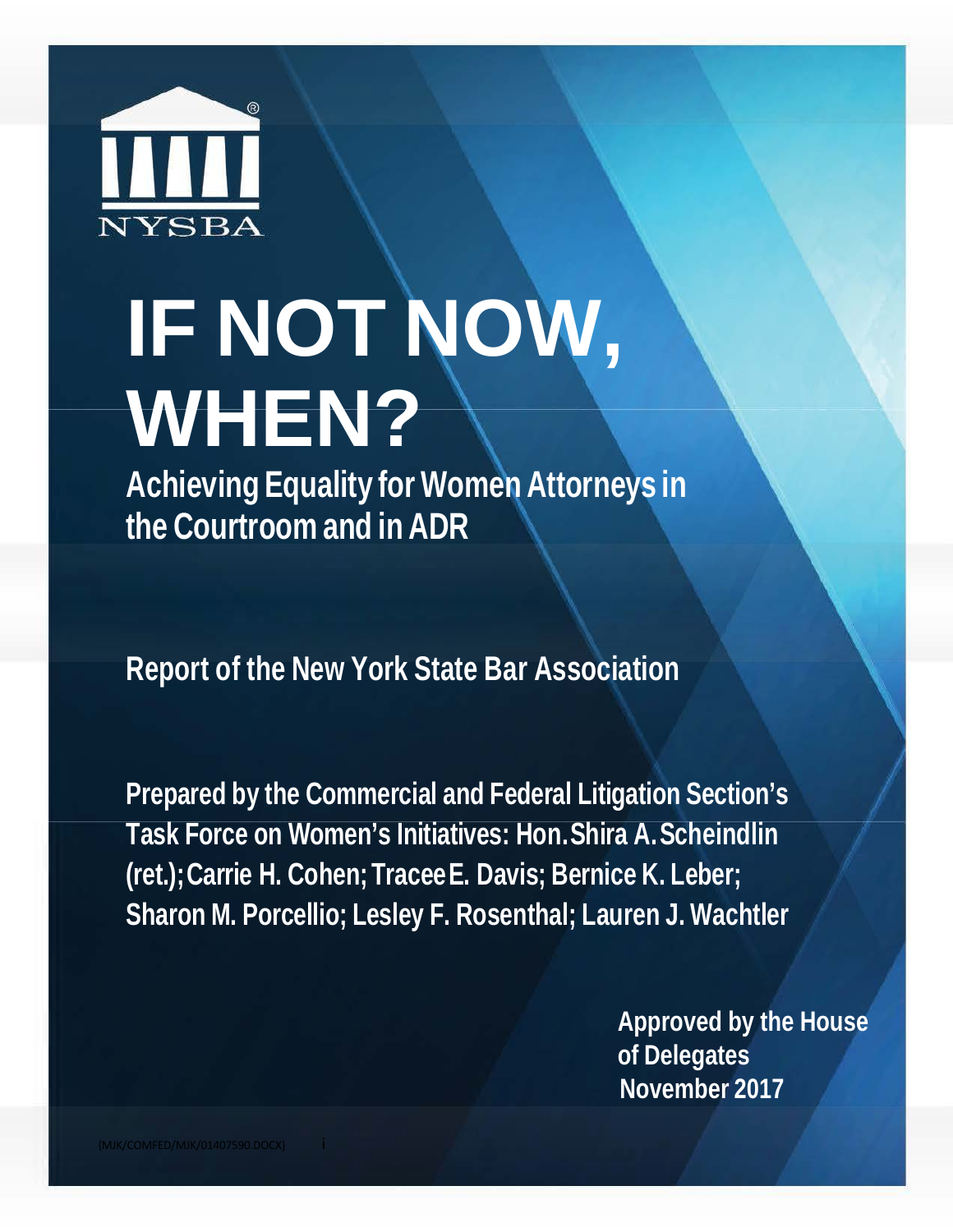NYSBA

# IF NOT NOW, WHEN?

## Achieving Equality for Women Attorneys in the Courtroom and in ADR

**Report of the New York State Bar Association**

**Prepared by the Commercial and Federal Litigation Section's Task Force on Women's Initiatives: Hon. Shira A. Scheindlin (ret.); Carrie H. Cohen; Tracee E. Davis; Bernice K. Leber; Sharon M. Porcellio; Lesley F. Rosenthal; Lauren J. Wachtler**

**Approved by the House of Delegates November 2017**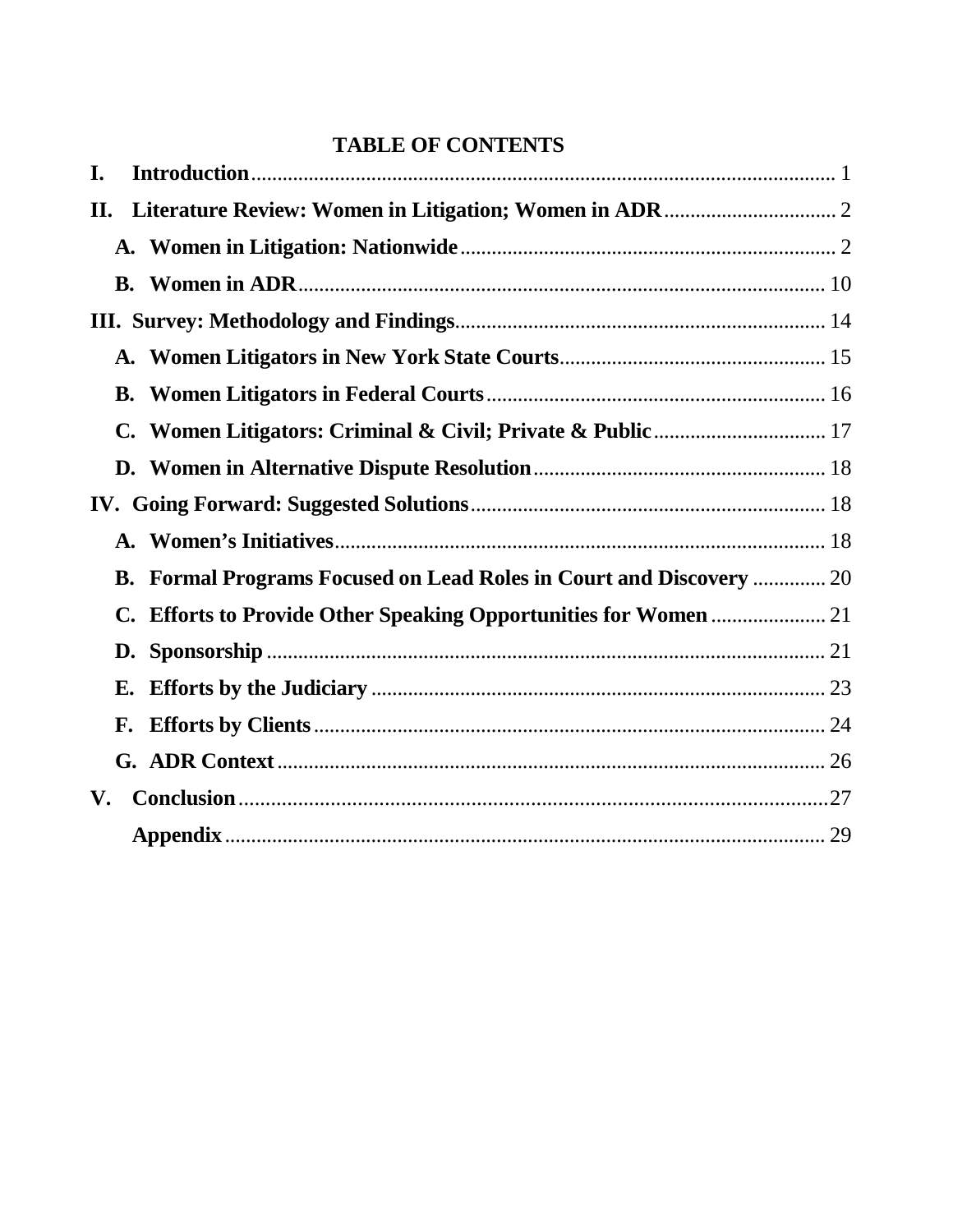# TABLE OF CONTENTS

**I. Introduction** ........ 1

**II. Literature Review: Women in Litigation; Women in ADR** ........ 2

- **A. Women in Litigation: Nationwide** ........ 2
- **B. Women in ADR** ........ 10

**III. Survey: Methodology and Findings** ........ 14

- **A. Women Litigators in New York State Courts** ........ 15
- **B. Women Litigators in Federal Courts** ........ 16
- **C. Women Litigators: Criminal & Civil; Private & Public** ........ 17
- **D. Women in Alternative Dispute Resolution** ........ 18

**IV. Going Forward: Suggested Solutions** ........ 18

- **A. Women's Initiatives** ........ 18
- **B. Formal Programs Focused on Lead Roles in Court and Discovery** ........ 20
- **C. Efforts to Provide Other Speaking Opportunities for Women** ........ 21
- **D. Sponsorship** ........ 21
- **E. Efforts by the Judiciary** ........ 23
- **F. Efforts by Clients** ........ 24
- **G. ADR Context** ........ 26

**V. Conclusion** ........ 27

**Appendix** ........ 29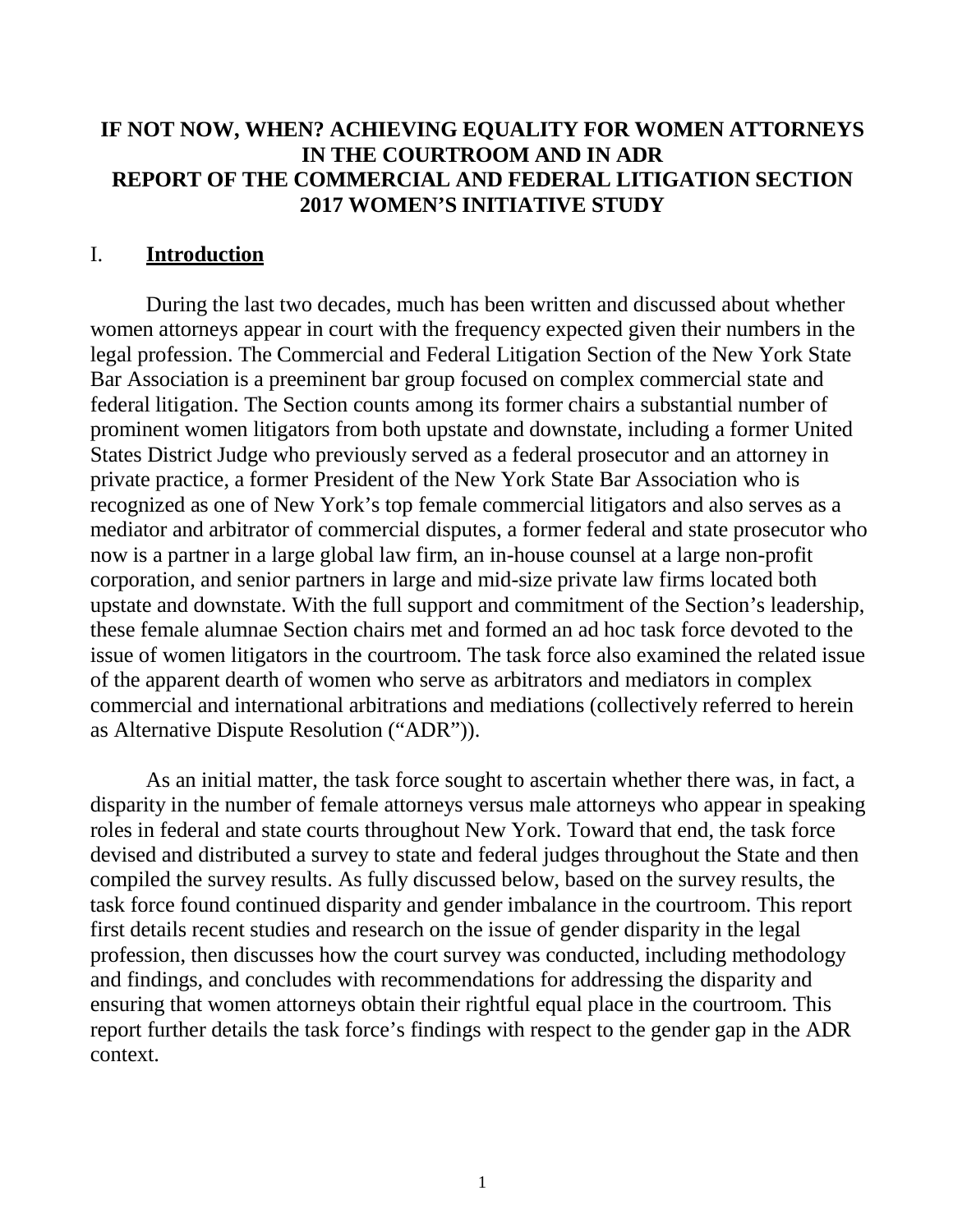# IF NOT NOW, WHEN? ACHIEVING EQUALITY FOR WOMEN ATTORNEYS IN THE COURTROOM AND IN ADR
# REPORT OF THE COMMERCIAL AND FEDERAL LITIGATION SECTION 2017 WOMEN'S INITIATIVE STUDY

## I. <u>Introduction</u>

During the last two decades, much has been written and discussed about whether women attorneys appear in court with the frequency expected given their numbers in the legal profession. The Commercial and Federal Litigation Section of the New York State Bar Association is a preeminent bar group focused on complex commercial state and federal litigation. The Section counts among its former chairs a substantial number of prominent women litigators from both upstate and downstate, including a former United States District Judge who previously served as a federal prosecutor and an attorney in private practice, a former President of the New York State Bar Association who is recognized as one of New York's top female commercial litigators and also serves as a mediator and arbitrator of commercial disputes, a former federal and state prosecutor who now is a partner in a large global law firm, an in-house counsel at a large non-profit corporation, and senior partners in large and mid-size private law firms located both upstate and downstate. With the full support and commitment of the Section's leadership, these female alumnae Section chairs met and formed an ad hoc task force devoted to the issue of women litigators in the courtroom. The task force also examined the related issue of the apparent dearth of women who serve as arbitrators and mediators in complex commercial and international arbitrations and mediations (collectively referred to herein as Alternative Dispute Resolution ("ADR")).

As an initial matter, the task force sought to ascertain whether there was, in fact, a disparity in the number of female attorneys versus male attorneys who appear in speaking roles in federal and state courts throughout New York. Toward that end, the task force devised and distributed a survey to state and federal judges throughout the State and then compiled the survey results. As fully discussed below, based on the survey results, the task force found continued disparity and gender imbalance in the courtroom. This report first details recent studies and research on the issue of gender disparity in the legal profession, then discusses how the court survey was conducted, including methodology and findings, and concludes with recommendations for addressing the disparity and ensuring that women attorneys obtain their rightful equal place in the courtroom. This report further details the task force's findings with respect to the gender gap in the ADR context.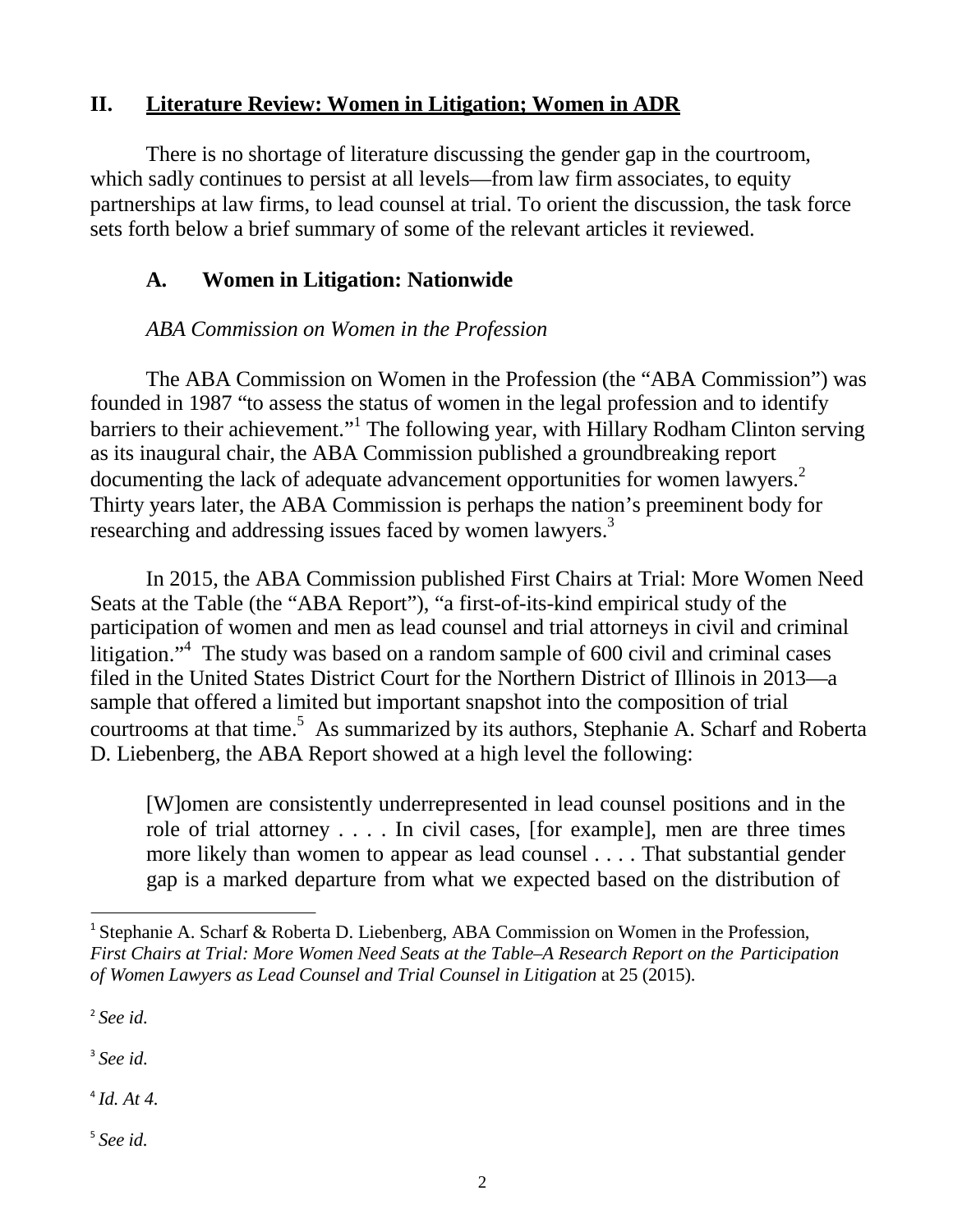## II. Literature Review: Women in Litigation; Women in ADR

There is no shortage of literature discussing the gender gap in the courtroom, which sadly continues to persist at all levels—from law firm associates, to equity partnerships at law firms, to lead counsel at trial. To orient the discussion, the task force sets forth below a brief summary of some of the relevant articles it reviewed.

### A. Women in Litigation: Nationwide

*ABA Commission on Women in the Profession*

The ABA Commission on Women in the Profession (the "ABA Commission") was founded in 1987 "to assess the status of women in the legal profession and to identify barriers to their achievement."[1] The following year, with Hillary Rodham Clinton serving as its inaugural chair, the ABA Commission published a groundbreaking report documenting the lack of adequate advancement opportunities for women lawyers.[2] Thirty years later, the ABA Commission is perhaps the nation's preeminent body for researching and addressing issues faced by women lawyers.[3]

In 2015, the ABA Commission published First Chairs at Trial: More Women Need Seats at the Table (the "ABA Report"), "a first-of-its-kind empirical study of the participation of women and men as lead counsel and trial attorneys in civil and criminal litigation."[4] The study was based on a random sample of 600 civil and criminal cases filed in the United States District Court for the Northern District of Illinois in 2013—a sample that offered a limited but important snapshot into the composition of trial courtrooms at that time.[5] As summarized by its authors, Stephanie A. Scharf and Roberta D. Liebenberg, the ABA Report showed at a high level the following:

> [W]omen are consistently underrepresented in lead counsel positions and in the role of trial attorney . . . . In civil cases, [for example], men are three times more likely than women to appear as lead counsel . . . . That substantial gender gap is a marked departure from what we expected based on the distribution of

---

[1] Stephanie A. Scharf & Roberta D. Liebenberg, ABA Commission on Women in the Profession, *First Chairs at Trial: More Women Need Seats at the Table–A Research Report on the Participation of Women Lawyers as Lead Counsel and Trial Counsel in Litigation* at 25 (2015).

[2] *See id.*

[3] *See id.*

[4] *Id. At 4.*

[5] *See id.*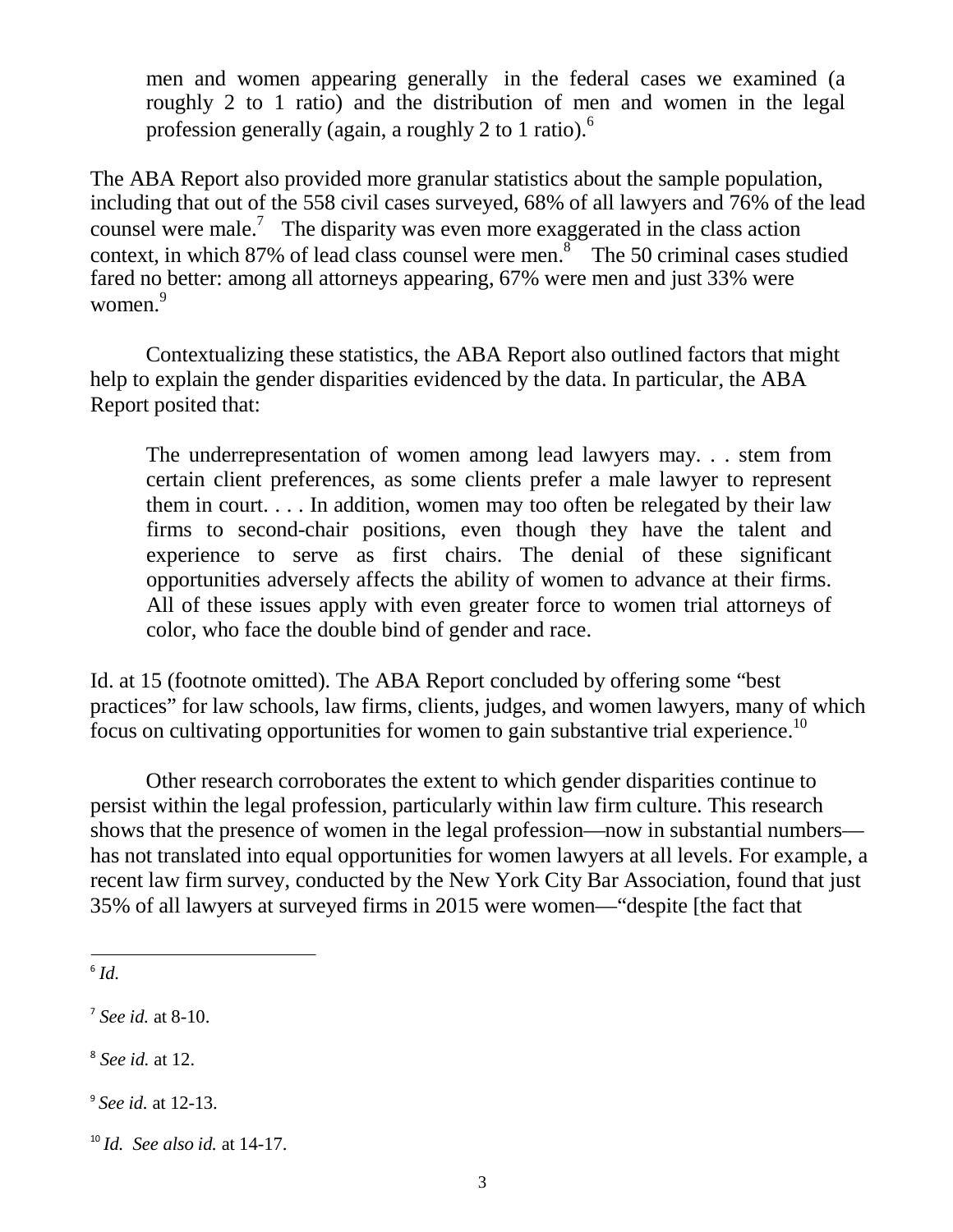> men and women appearing generally in the federal cases we examined (a roughly 2 to 1 ratio) and the distribution of men and women in the legal profession generally (again, a roughly 2 to 1 ratio).[6]

The ABA Report also provided more granular statistics about the sample population, including that out of the 558 civil cases surveyed, 68% of all lawyers and 76% of the lead counsel were male.[7] The disparity was even more exaggerated in the class action context, in which 87% of lead class counsel were men.[8] The 50 criminal cases studied fared no better: among all attorneys appearing, 67% were men and just 33% were women.[9]

Contextualizing these statistics, the ABA Report also outlined factors that might help to explain the gender disparities evidenced by the data. In particular, the ABA Report posited that:

> The underrepresentation of women among lead lawyers may. . . stem from certain client preferences, as some clients prefer a male lawyer to represent them in court. . . . In addition, women may too often be relegated by their law firms to second-chair positions, even though they have the talent and experience to serve as first chairs. The denial of these significant opportunities adversely affects the ability of women to advance at their firms. All of these issues apply with even greater force to women trial attorneys of color, who face the double bind of gender and race.

Id. at 15 (footnote omitted). The ABA Report concluded by offering some "best practices" for law schools, law firms, clients, judges, and women lawyers, many of which focus on cultivating opportunities for women to gain substantive trial experience.[10]

Other research corroborates the extent to which gender disparities continue to persist within the legal profession, particularly within law firm culture. This research shows that the presence of women in the legal profession—now in substantial numbers—has not translated into equal opportunities for women lawyers at all levels. For example, a recent law firm survey, conducted by the New York City Bar Association, found that just 35% of all lawyers at surveyed firms in 2015 were women—"despite [the fact that

---

[6] *Id.*

[7] *See id.* at 8-10.

[8] *See id.* at 12.

[9] *See id.* at 12-13.

[10] *Id. See also id.* at 14-17.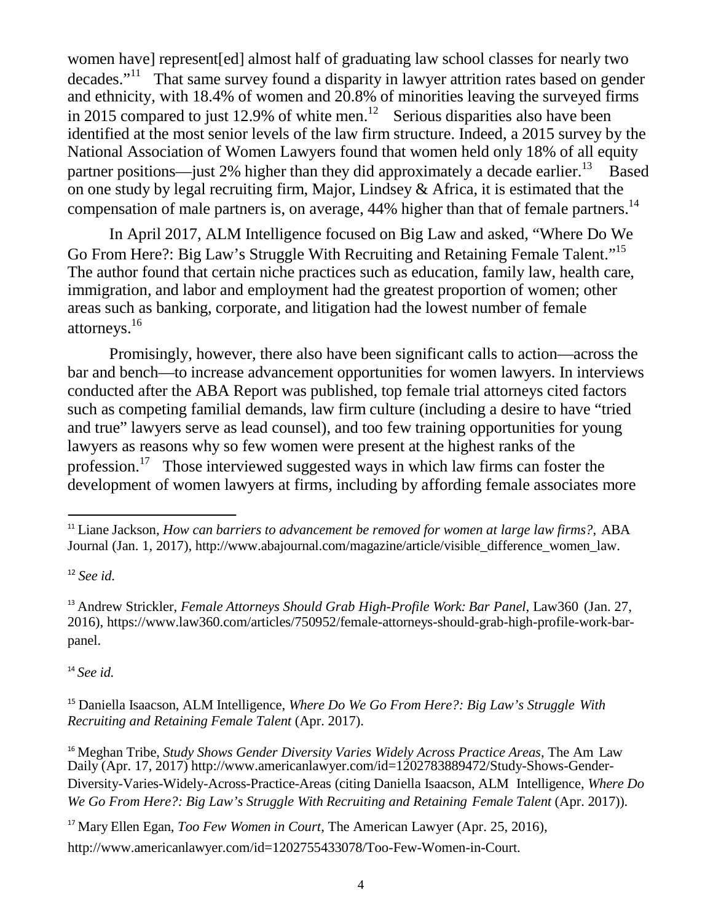women have] represent[ed] almost half of graduating law school classes for nearly two decades."[11] That same survey found a disparity in lawyer attrition rates based on gender and ethnicity, with 18.4% of women and 20.8% of minorities leaving the surveyed firms in 2015 compared to just 12.9% of white men.[12] Serious disparities also have been identified at the most senior levels of the law firm structure. Indeed, a 2015 survey by the National Association of Women Lawyers found that women held only 18% of all equity partner positions—just 2% higher than they did approximately a decade earlier.[13] Based on one study by legal recruiting firm, Major, Lindsey & Africa, it is estimated that the compensation of male partners is, on average, 44% higher than that of female partners.[14]

In April 2017, ALM Intelligence focused on Big Law and asked, "Where Do We Go From Here?: Big Law's Struggle With Recruiting and Retaining Female Talent."[15] The author found that certain niche practices such as education, family law, health care, immigration, and labor and employment had the greatest proportion of women; other areas such as banking, corporate, and litigation had the lowest number of female attorneys.[16]

Promisingly, however, there also have been significant calls to action—across the bar and bench—to increase advancement opportunities for women lawyers. In interviews conducted after the ABA Report was published, top female trial attorneys cited factors such as competing familial demands, law firm culture (including a desire to have "tried and true" lawyers serve as lead counsel), and too few training opportunities for young lawyers as reasons why so few women were present at the highest ranks of the profession.[17] Those interviewed suggested ways in which law firms can foster the development of women lawyers at firms, including by affording female associates more

---

[11] Liane Jackson, *How can barriers to advancement be removed for women at large law firms?*, ABA Journal (Jan. 1, 2017), http://www.abajournal.com/magazine/article/visible_difference_women_law.

[12] *See id.*

[13] Andrew Strickler, *Female Attorneys Should Grab High-Profile Work: Bar Panel*, Law360 (Jan. 27, 2016), https://www.law360.com/articles/750952/female-attorneys-should-grab-high-profile-work-bar-panel.

[14] *See id.*

[15] Daniella Isaacson, ALM Intelligence, *Where Do We Go From Here?: Big Law's Struggle With Recruiting and Retaining Female Talent* (Apr. 2017).

[16] Meghan Tribe, *Study Shows Gender Diversity Varies Widely Across Practice Areas*, The Am Law Daily (Apr. 17, 2017) http://www.americanlawyer.com/id=1202783889472/Study-Shows-Gender-Diversity-Varies-Widely-Across-Practice-Areas (citing Daniella Isaacson, ALM Intelligence, *Where Do We Go From Here?: Big Law's Struggle With Recruiting and Retaining Female Talent* (Apr. 2017)).

[17] Mary Ellen Egan, *Too Few Women in Court*, The American Lawyer (Apr. 25, 2016), http://www.americanlawyer.com/id=1202755433078/Too-Few-Women-in-Court.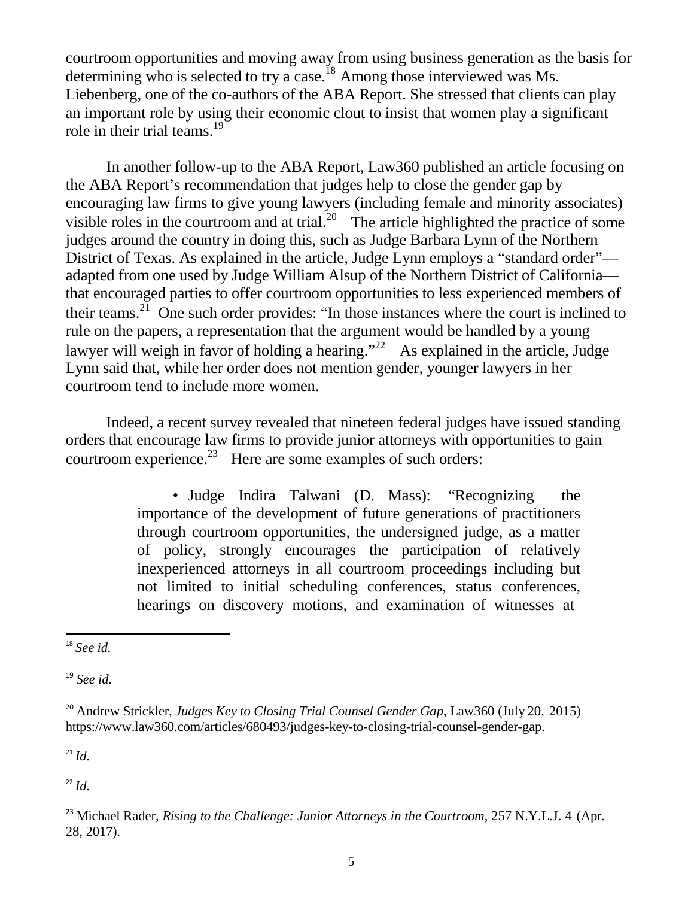courtroom opportunities and moving away from using business generation as the basis for determining who is selected to try a case.[18] Among those interviewed was Ms. Liebenberg, one of the co-authors of the ABA Report. She stressed that clients can play an important role by using their economic clout to insist that women play a significant role in their trial teams.[19]

In another follow-up to the ABA Report, Law360 published an article focusing on the ABA Report's recommendation that judges help to close the gender gap by encouraging law firms to give young lawyers (including female and minority associates) visible roles in the courtroom and at trial.[20] The article highlighted the practice of some judges around the country in doing this, such as Judge Barbara Lynn of the Northern District of Texas. As explained in the article, Judge Lynn employs a "standard order"—adapted from one used by Judge William Alsup of the Northern District of California—that encouraged parties to offer courtroom opportunities to less experienced members of their teams.[21] One such order provides: "In those instances where the court is inclined to rule on the papers, a representation that the argument would be handled by a young lawyer will weigh in favor of holding a hearing."[22] As explained in the article, Judge Lynn said that, while her order does not mention gender, younger lawyers in her courtroom tend to include more women.

Indeed, a recent survey revealed that nineteen federal judges have issued standing orders that encourage law firms to provide junior attorneys with opportunities to gain courtroom experience.[23] Here are some examples of such orders:

> • Judge Indira Talwani (D. Mass): "Recognizing the importance of the development of future generations of practitioners through courtroom opportunities, the undersigned judge, as a matter of policy, strongly encourages the participation of relatively inexperienced attorneys in all courtroom proceedings including but not limited to initial scheduling conferences, status conferences, hearings on discovery motions, and examination of witnesses at

---

[18] *See id.*

[19] *See id.*

[20] Andrew Strickler, *Judges Key to Closing Trial Counsel Gender Gap*, Law360 (July 20, 2015) https://www.law360.com/articles/680493/judges-key-to-closing-trial-counsel-gender-gap.

[21] *Id.*

[22] *Id.*

[23] Michael Rader, *Rising to the Challenge: Junior Attorneys in the Courtroom*, 257 N.Y.L.J. 4 (Apr. 28, 2017).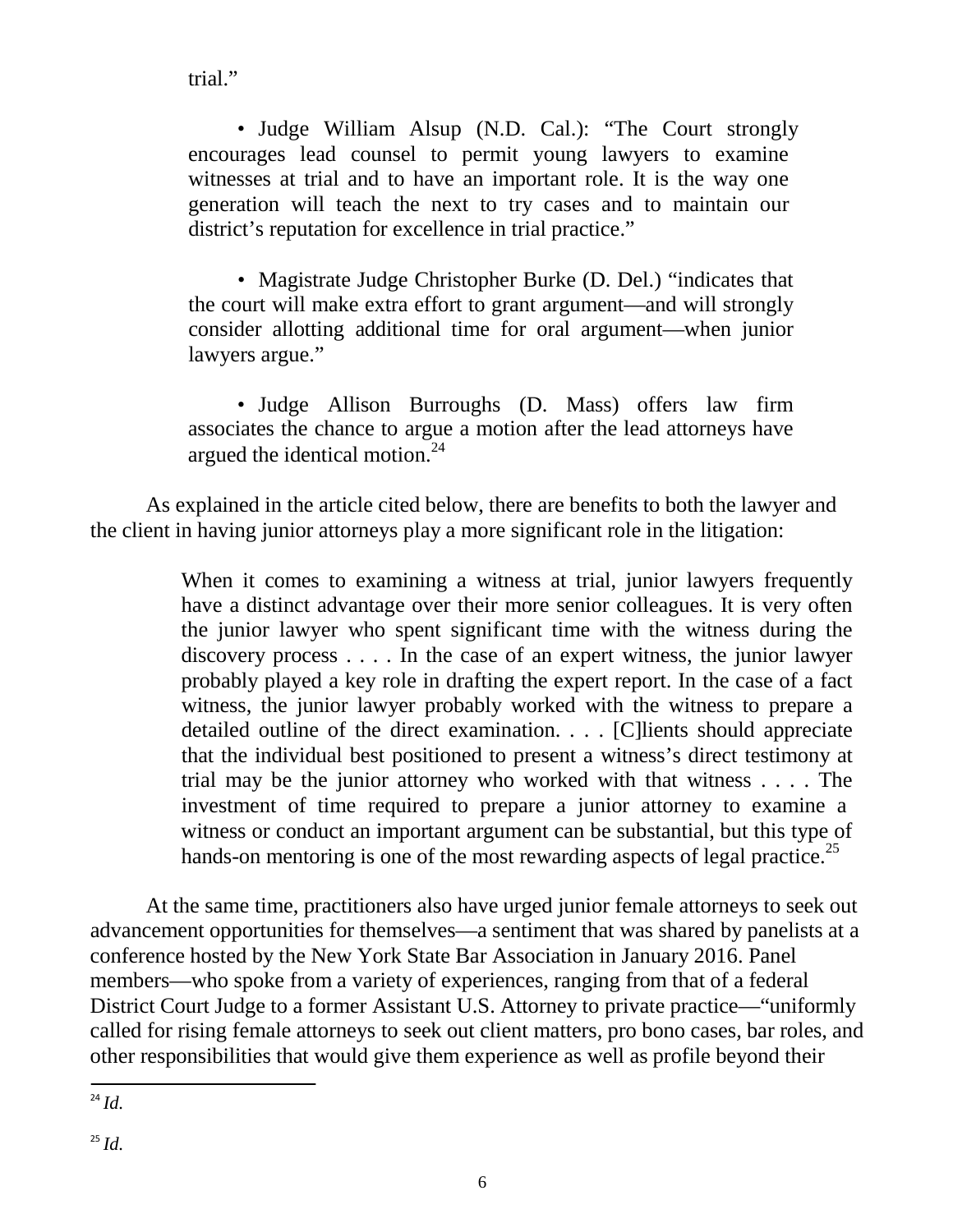trial."

> • Judge William Alsup (N.D. Cal.): "The Court strongly encourages lead counsel to permit young lawyers to examine witnesses at trial and to have an important role. It is the way one generation will teach the next to try cases and to maintain our district's reputation for excellence in trial practice."
>
> • Magistrate Judge Christopher Burke (D. Del.) "indicates that the court will make extra effort to grant argument—and will strongly consider allotting additional time for oral argument—when junior lawyers argue."
>
> • Judge Allison Burroughs (D. Mass) offers law firm associates the chance to argue a motion after the lead attorneys have argued the identical motion.[24]

As explained in the article cited below, there are benefits to both the lawyer and the client in having junior attorneys play a more significant role in the litigation:

> When it comes to examining a witness at trial, junior lawyers frequently have a distinct advantage over their more senior colleagues. It is very often the junior lawyer who spent significant time with the witness during the discovery process . . . . In the case of an expert witness, the junior lawyer probably played a key role in drafting the expert report. In the case of a fact witness, the junior lawyer probably worked with the witness to prepare a detailed outline of the direct examination. . . . [C]lients should appreciate that the individual best positioned to present a witness's direct testimony at trial may be the junior attorney who worked with that witness . . . . The investment of time required to prepare a junior attorney to examine a witness or conduct an important argument can be substantial, but this type of hands-on mentoring is one of the most rewarding aspects of legal practice.[25]

At the same time, practitioners also have urged junior female attorneys to seek out advancement opportunities for themselves—a sentiment that was shared by panelists at a conference hosted by the New York State Bar Association in January 2016. Panel members—who spoke from a variety of experiences, ranging from that of a federal District Court Judge to a former Assistant U.S. Attorney to private practice—"uniformly called for rising female attorneys to seek out client matters, pro bono cases, bar roles, and other responsibilities that would give them experience as well as profile beyond their

---

[24] *Id.*

[25] *Id.*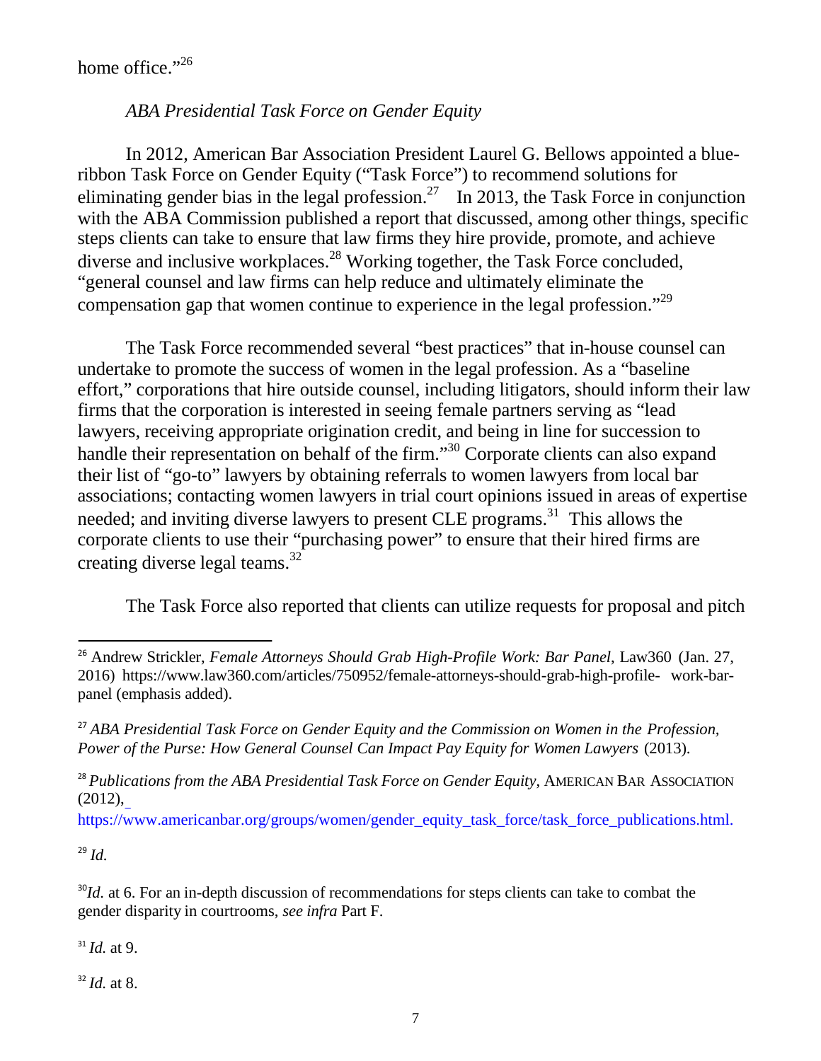home office."[26]

### *ABA Presidential Task Force on Gender Equity*

In 2012, American Bar Association President Laurel G. Bellows appointed a blue-ribbon Task Force on Gender Equity ("Task Force") to recommend solutions for eliminating gender bias in the legal profession.[27] In 2013, the Task Force in conjunction with the ABA Commission published a report that discussed, among other things, specific steps clients can take to ensure that law firms they hire provide, promote, and achieve diverse and inclusive workplaces.[28] Working together, the Task Force concluded, "general counsel and law firms can help reduce and ultimately eliminate the compensation gap that women continue to experience in the legal profession."[29]

The Task Force recommended several "best practices" that in-house counsel can undertake to promote the success of women in the legal profession. As a "baseline effort," corporations that hire outside counsel, including litigators, should inform their law firms that the corporation is interested in seeing female partners serving as "lead lawyers, receiving appropriate origination credit, and being in line for succession to handle their representation on behalf of the firm."[30] Corporate clients can also expand their list of "go-to" lawyers by obtaining referrals to women lawyers from local bar associations; contacting women lawyers in trial court opinions issued in areas of expertise needed; and inviting diverse lawyers to present CLE programs.[31] This allows the corporate clients to use their "purchasing power" to ensure that their hired firms are creating diverse legal teams.[32]

The Task Force also reported that clients can utilize requests for proposal and pitch

---

[26] Andrew Strickler, *Female Attorneys Should Grab High-Profile Work: Bar Panel*, Law360 (Jan. 27, 2016) https://www.law360.com/articles/750952/female-attorneys-should-grab-high-profile- work-bar-panel (emphasis added).

[27] *ABA Presidential Task Force on Gender Equity and the Commission on Women in the Profession, Power of the Purse: How General Counsel Can Impact Pay Equity for Women Lawyers* (2013).

[28] *Publications from the ABA Presidential Task Force on Gender Equity*, AMERICAN BAR ASSOCIATION (2012), https://www.americanbar.org/groups/women/gender_equity_task_force/task_force_publications.html.

[29] *Id.*

[30] *Id.* at 6. For an in-depth discussion of recommendations for steps clients can take to combat the gender disparity in courtrooms, *see infra* Part F.

[31] *Id.* at 9.

[32] *Id.* at 8.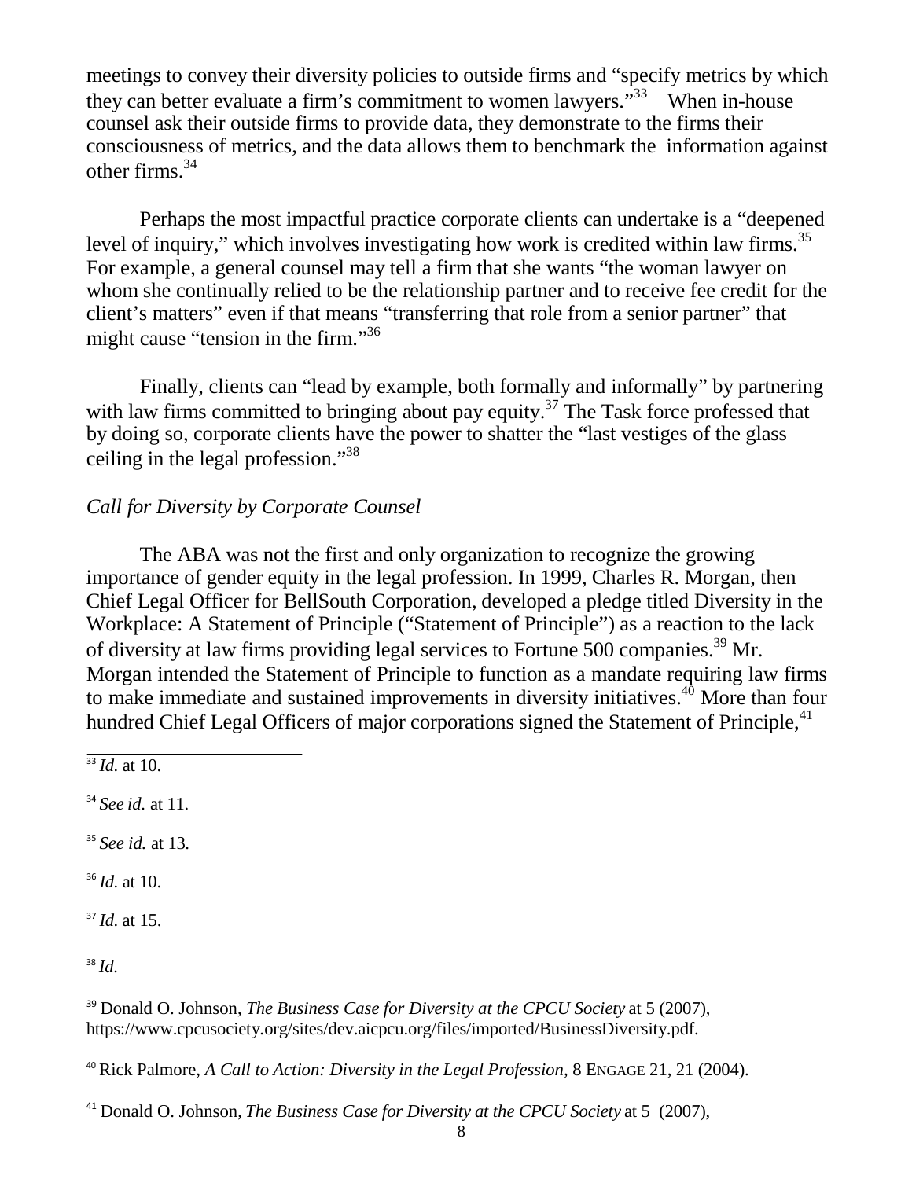meetings to convey their diversity policies to outside firms and "specify metrics by which they can better evaluate a firm's commitment to women lawyers."[33] When in-house counsel ask their outside firms to provide data, they demonstrate to the firms their consciousness of metrics, and the data allows them to benchmark the information against other firms.[34]

Perhaps the most impactful practice corporate clients can undertake is a "deepened level of inquiry," which involves investigating how work is credited within law firms.[35] For example, a general counsel may tell a firm that she wants "the woman lawyer on whom she continually relied to be the relationship partner and to receive fee credit for the client's matters" even if that means "transferring that role from a senior partner" that might cause "tension in the firm."[36]

Finally, clients can "lead by example, both formally and informally" by partnering with law firms committed to bringing about pay equity.[37] The Task force professed that by doing so, corporate clients have the power to shatter the "last vestiges of the glass ceiling in the legal profession."[38]

*Call for Diversity by Corporate Counsel*

The ABA was not the first and only organization to recognize the growing importance of gender equity in the legal profession. In 1999, Charles R. Morgan, then Chief Legal Officer for BellSouth Corporation, developed a pledge titled Diversity in the Workplace: A Statement of Principle ("Statement of Principle") as a reaction to the lack of diversity at law firms providing legal services to Fortune 500 companies.[39] Mr. Morgan intended the Statement of Principle to function as a mandate requiring law firms to make immediate and sustained improvements in diversity initiatives.[40] More than four hundred Chief Legal Officers of major corporations signed the Statement of Principle,[41]

---

[33] *Id.* at 10.

[34] *See id.* at 11.

[35] *See id.* at 13.

[36] *Id.* at 10.

[37] *Id.* at 15.

[38] *Id.*

[39] Donald O. Johnson, *The Business Case for Diversity at the CPCU Society* at 5 (2007), https://www.cpcusociety.org/sites/dev.aicpcu.org/files/imported/BusinessDiversity.pdf.

[40] Rick Palmore, *A Call to Action: Diversity in the Legal Profession,* 8 ENGAGE 21, 21 (2004).

[41] Donald O. Johnson, *The Business Case for Diversity at the CPCU Society* at 5 (2007),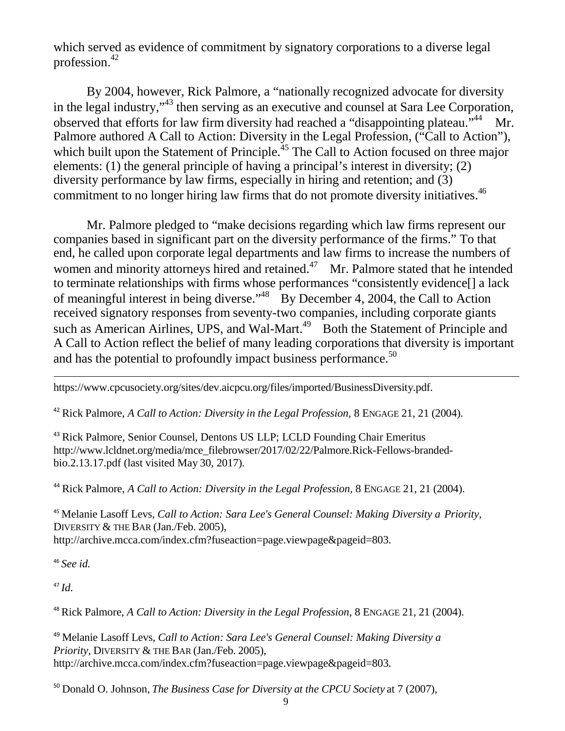which served as evidence of commitment by signatory corporations to a diverse legal profession.[42]

By 2004, however, Rick Palmore, a "nationally recognized advocate for diversity in the legal industry,"[43] then serving as an executive and counsel at Sara Lee Corporation, observed that efforts for law firm diversity had reached a "disappointing plateau."[44] Mr. Palmore authored A Call to Action: Diversity in the Legal Profession, ("Call to Action"), which built upon the Statement of Principle.[45] The Call to Action focused on three major elements: (1) the general principle of having a principal's interest in diversity; (2) diversity performance by law firms, especially in hiring and retention; and (3) commitment to no longer hiring law firms that do not promote diversity initiatives.[46]

Mr. Palmore pledged to "make decisions regarding which law firms represent our companies based in significant part on the diversity performance of the firms." To that end, he called upon corporate legal departments and law firms to increase the numbers of women and minority attorneys hired and retained.[47] Mr. Palmore stated that he intended to terminate relationships with firms whose performances "consistently evidence[] a lack of meaningful interest in being diverse."[48] By December 4, 2004, the Call to Action received signatory responses from seventy-two companies, including corporate giants such as American Airlines, UPS, and Wal-Mart.[49] Both the Statement of Principle and A Call to Action reflect the belief of many leading corporations that diversity is important and has the potential to profoundly impact business performance.[50]

---

https://www.cpcusociety.org/sites/dev.aicpcu.org/files/imported/BusinessDiversity.pdf.

[42] Rick Palmore, *A Call to Action: Diversity in the Legal Profession,* 8 ENGAGE 21, 21 (2004).

[43] Rick Palmore, Senior Counsel, Dentons US LLP; LCLD Founding Chair Emeritus http://www.lcldnet.org/media/mce_filebrowser/2017/02/22/Palmore.Rick-Fellows-branded-bio.2.13.17.pdf (last visited May 30, 2017).

[44] Rick Palmore, *A Call to Action: Diversity in the Legal Profession,* 8 ENGAGE 21, 21 (2004).

[45] Melanie Lasoff Levs, *Call to Action: Sara Lee's General Counsel: Making Diversity a Priority*, DIVERSITY & THE BAR (Jan./Feb. 2005), http://archive.mcca.com/index.cfm?fuseaction=page.viewpage&pageid=803.

[46] *See id.*

[47] *Id.*

[48] Rick Palmore, *A Call to Action: Diversity in the Legal Profession,* 8 ENGAGE 21, 21 (2004).

[49] Melanie Lasoff Levs, *Call to Action: Sara Lee's General Counsel: Making Diversity a Priority*, DIVERSITY & THE BAR (Jan./Feb. 2005), http://archive.mcca.com/index.cfm?fuseaction=page.viewpage&pageid=803.

[50] Donald O. Johnson, *The Business Case for Diversity at the CPCU Society* at 7 (2007),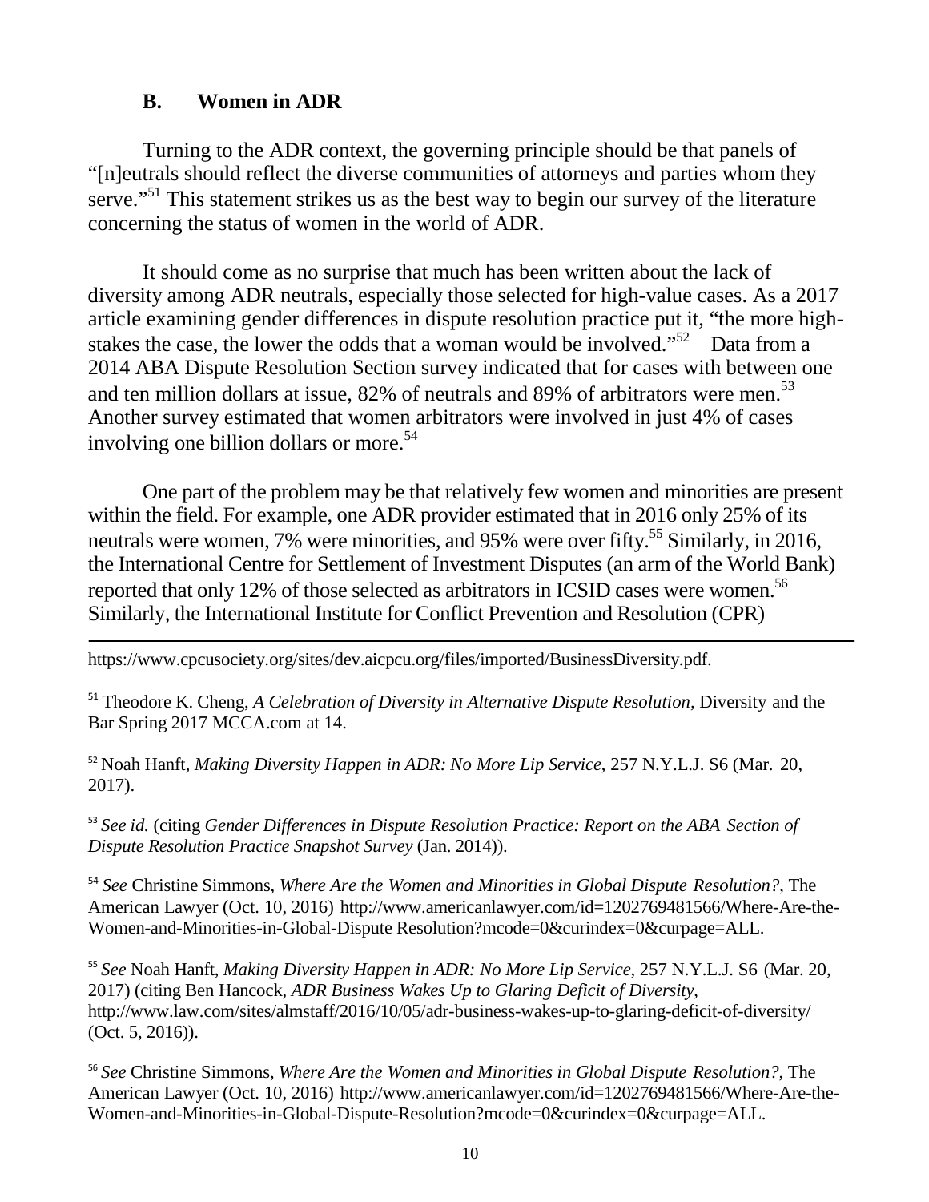### B. Women in ADR

Turning to the ADR context, the governing principle should be that panels of "[n]eutrals should reflect the diverse communities of attorneys and parties whom they serve."[51] This statement strikes us as the best way to begin our survey of the literature concerning the status of women in the world of ADR.

It should come as no surprise that much has been written about the lack of diversity among ADR neutrals, especially those selected for high-value cases. As a 2017 article examining gender differences in dispute resolution practice put it, "the more high-stakes the case, the lower the odds that a woman would be involved."[52] Data from a 2014 ABA Dispute Resolution Section survey indicated that for cases with between one and ten million dollars at issue, 82% of neutrals and 89% of arbitrators were men.[53] Another survey estimated that women arbitrators were involved in just 4% of cases involving one billion dollars or more.[54]

One part of the problem may be that relatively few women and minorities are present within the field. For example, one ADR provider estimated that in 2016 only 25% of its neutrals were women, 7% were minorities, and 95% were over fifty.[55] Similarly, in 2016, the International Centre for Settlement of Investment Disputes (an arm of the World Bank) reported that only 12% of those selected as arbitrators in ICSID cases were women.[56] Similarly, the International Institute for Conflict Prevention and Resolution (CPR)

---

https://www.cpcusociety.org/sites/dev.aicpcu.org/files/imported/BusinessDiversity.pdf.

[51] Theodore K. Cheng, *A Celebration of Diversity in Alternative Dispute Resolution*, Diversity and the Bar Spring 2017 MCCA.com at 14.

[52] Noah Hanft, *Making Diversity Happen in ADR: No More Lip Service*, 257 N.Y.L.J. S6 (Mar. 20, 2017).

[53] *See id.* (citing *Gender Differences in Dispute Resolution Practice: Report on the ABA Section of Dispute Resolution Practice Snapshot Survey* (Jan. 2014)).

[54] *See* Christine Simmons, *Where Are the Women and Minorities in Global Dispute Resolution?*, The American Lawyer (Oct. 10, 2016) http://www.americanlawyer.com/id=1202769481566/Where-Are-the-Women-and-Minorities-in-Global-Dispute Resolution?mcode=0&curindex=0&curpage=ALL.

[55] *See* Noah Hanft, *Making Diversity Happen in ADR: No More Lip Service*, 257 N.Y.L.J. S6 (Mar. 20, 2017) (citing Ben Hancock, *ADR Business Wakes Up to Glaring Deficit of Diversity*, http://www.law.com/sites/almstaff/2016/10/05/adr-business-wakes-up-to-glaring-deficit-of-diversity/ (Oct. 5, 2016)).

[56] *See* Christine Simmons, *Where Are the Women and Minorities in Global Dispute Resolution?*, The American Lawyer (Oct. 10, 2016) http://www.americanlawyer.com/id=1202769481566/Where-Are-the-Women-and-Minorities-in-Global-Dispute-Resolution?mcode=0&curindex=0&curpage=ALL.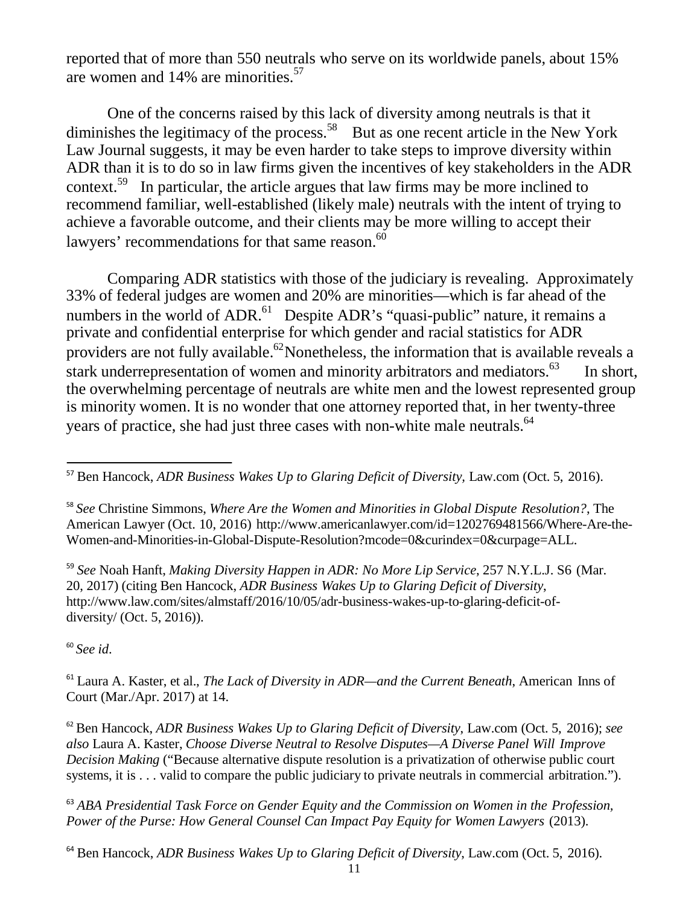reported that of more than 550 neutrals who serve on its worldwide panels, about 15% are women and 14% are minorities.[57]

One of the concerns raised by this lack of diversity among neutrals is that it diminishes the legitimacy of the process.[58] But as one recent article in the New York Law Journal suggests, it may be even harder to take steps to improve diversity within ADR than it is to do so in law firms given the incentives of key stakeholders in the ADR context.[59] In particular, the article argues that law firms may be more inclined to recommend familiar, well-established (likely male) neutrals with the intent of trying to achieve a favorable outcome, and their clients may be more willing to accept their lawyers' recommendations for that same reason.[60]

Comparing ADR statistics with those of the judiciary is revealing. Approximately 33% of federal judges are women and 20% are minorities—which is far ahead of the numbers in the world of ADR.[61] Despite ADR's "quasi-public" nature, it remains a private and confidential enterprise for which gender and racial statistics for ADR providers are not fully available.[62] Nonetheless, the information that is available reveals a stark underrepresentation of women and minority arbitrators and mediators.[63] In short, the overwhelming percentage of neutrals are white men and the lowest represented group is minority women. It is no wonder that one attorney reported that, in her twenty-three years of practice, she had just three cases with non-white male neutrals.[64]

---

[57] Ben Hancock, *ADR Business Wakes Up to Glaring Deficit of Diversity*, Law.com (Oct. 5, 2016).

[58] *See* Christine Simmons, *Where Are the Women and Minorities in Global Dispute Resolution?*, The American Lawyer (Oct. 10, 2016) http://www.americanlawyer.com/id=1202769481566/Where-Are-the-Women-and-Minorities-in-Global-Dispute-Resolution?mcode=0&curindex=0&curpage=ALL.

[59] *See* Noah Hanft, *Making Diversity Happen in ADR: No More Lip Service*, 257 N.Y.L.J. S6 (Mar. 20, 2017) (citing Ben Hancock, *ADR Business Wakes Up to Glaring Deficit of Diversity*, http://www.law.com/sites/almstaff/2016/10/05/adr-business-wakes-up-to-glaring-deficit-of-diversity/ (Oct. 5, 2016)).

[60] *See id*.

[61] Laura A. Kaster, et al., *The Lack of Diversity in ADR—and the Current Beneath*, American Inns of Court (Mar./Apr. 2017) at 14.

[62] Ben Hancock, *ADR Business Wakes Up to Glaring Deficit of Diversity*, Law.com (Oct. 5, 2016); *see also* Laura A. Kaster, *Choose Diverse Neutral to Resolve Disputes—A Diverse Panel Will Improve Decision Making* ("Because alternative dispute resolution is a privatization of otherwise public court systems, it is . . . valid to compare the public judiciary to private neutrals in commercial arbitration.").

[63] *ABA Presidential Task Force on Gender Equity and the Commission on Women in the Profession, Power of the Purse: How General Counsel Can Impact Pay Equity for Women Lawyers* (2013).

[64] Ben Hancock, *ADR Business Wakes Up to Glaring Deficit of Diversity*, Law.com (Oct. 5, 2016).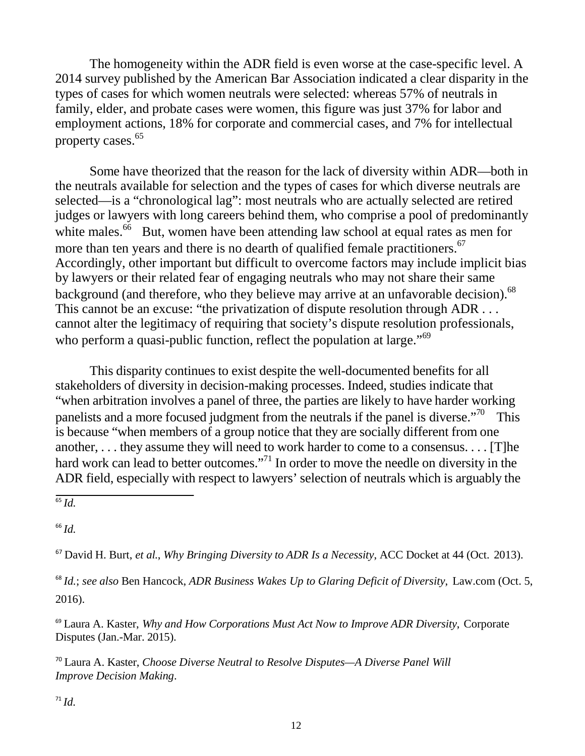The homogeneity within the ADR field is even worse at the case-specific level. A 2014 survey published by the American Bar Association indicated a clear disparity in the types of cases for which women neutrals were selected: whereas 57% of neutrals in family, elder, and probate cases were women, this figure was just 37% for labor and employment actions, 18% for corporate and commercial cases, and 7% for intellectual property cases.[65]

Some have theorized that the reason for the lack of diversity within ADR—both in the neutrals available for selection and the types of cases for which diverse neutrals are selected—is a "chronological lag": most neutrals who are actually selected are retired judges or lawyers with long careers behind them, who comprise a pool of predominantly white males.[66] But, women have been attending law school at equal rates as men for more than ten years and there is no dearth of qualified female practitioners.[67] Accordingly, other important but difficult to overcome factors may include implicit bias by lawyers or their related fear of engaging neutrals who may not share their same background (and therefore, who they believe may arrive at an unfavorable decision).[68] This cannot be an excuse: "the privatization of dispute resolution through ADR . . . cannot alter the legitimacy of requiring that society's dispute resolution professionals, who perform a quasi-public function, reflect the population at large."[69]

This disparity continues to exist despite the well-documented benefits for all stakeholders of diversity in decision-making processes. Indeed, studies indicate that "when arbitration involves a panel of three, the parties are likely to have harder working panelists and a more focused judgment from the neutrals if the panel is diverse."[70] This is because "when members of a group notice that they are socially different from one another, . . . they assume they will need to work harder to come to a consensus. . . . [T]he hard work can lead to better outcomes."[71] In order to move the needle on diversity in the ADR field, especially with respect to lawyers' selection of neutrals which is arguably the

---

[65] *Id.*

[66] *Id.*

[67] David H. Burt, *et al.*, *Why Bringing Diversity to ADR Is a Necessity*, ACC Docket at 44 (Oct. 2013).

[68] *Id.*; *see also* Ben Hancock, *ADR Business Wakes Up to Glaring Deficit of Diversity*, Law.com (Oct. 5, 2016).

[69] Laura A. Kaster, *Why and How Corporations Must Act Now to Improve ADR Diversity*, Corporate Disputes (Jan.-Mar. 2015).

[70] Laura A. Kaster, *Choose Diverse Neutral to Resolve Disputes—A Diverse Panel Will Improve Decision Making*.

[71] *Id.*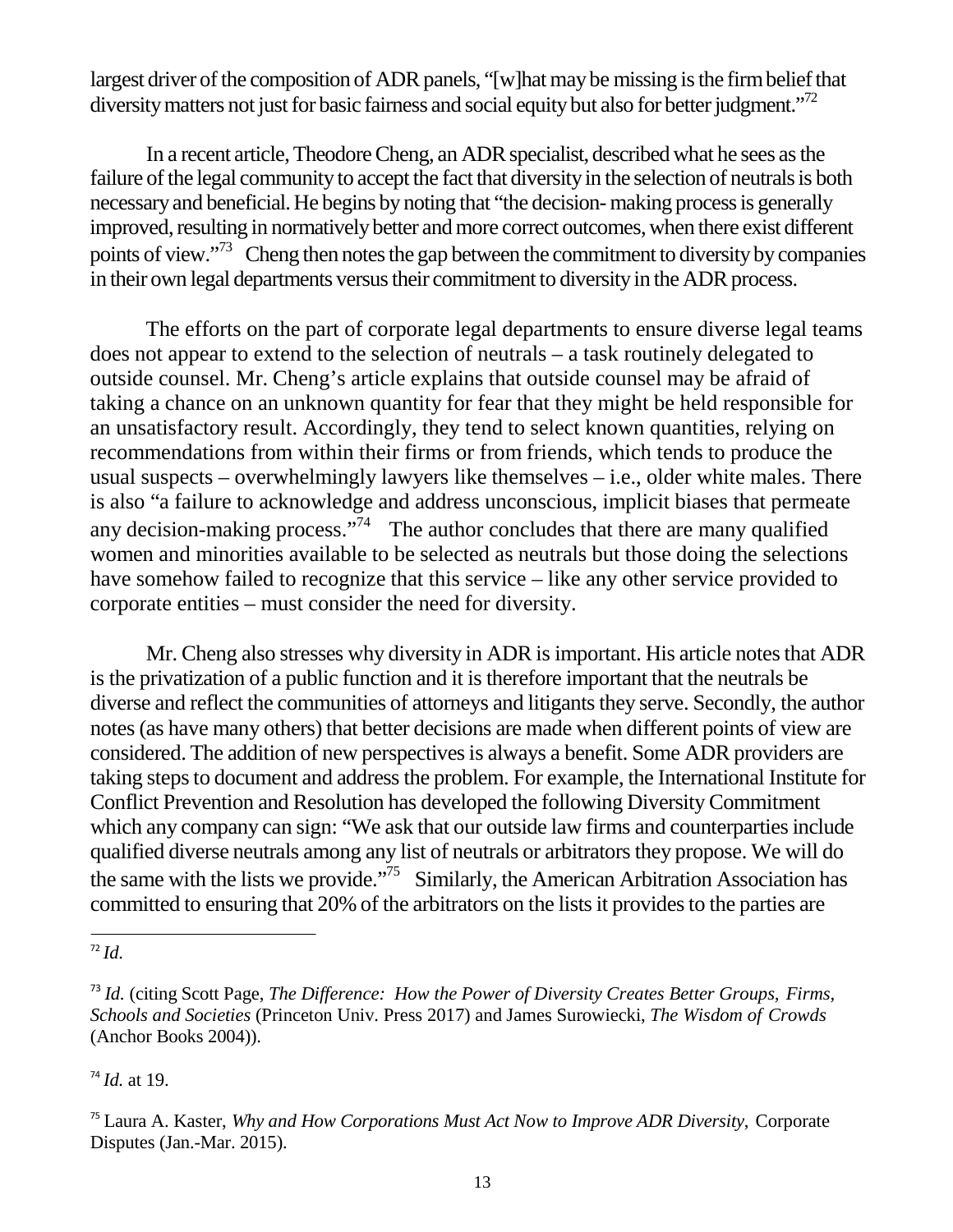largest driver of the composition of ADR panels, "[w]hat may be missing is the firm belief that diversity matters not just for basic fairness and social equity but also for better judgment."[72]

In a recent article, Theodore Cheng, an ADR specialist, described what he sees as the failure of the legal community to accept the fact that diversity in the selection of neutrals is both necessary and beneficial. He begins by noting that "the decision- making process is generally improved, resulting in normatively better and more correct outcomes, when there exist different points of view."[73] Cheng then notes the gap between the commitment to diversity by companies in their own legal departments versus their commitment to diversity in the ADR process.

The efforts on the part of corporate legal departments to ensure diverse legal teams does not appear to extend to the selection of neutrals – a task routinely delegated to outside counsel. Mr. Cheng's article explains that outside counsel may be afraid of taking a chance on an unknown quantity for fear that they might be held responsible for an unsatisfactory result. Accordingly, they tend to select known quantities, relying on recommendations from within their firms or from friends, which tends to produce the usual suspects – overwhelmingly lawyers like themselves – i.e., older white males. There is also "a failure to acknowledge and address unconscious, implicit biases that permeate any decision-making process."[74] The author concludes that there are many qualified women and minorities available to be selected as neutrals but those doing the selections have somehow failed to recognize that this service – like any other service provided to corporate entities – must consider the need for diversity.

Mr. Cheng also stresses why diversity in ADR is important. His article notes that ADR is the privatization of a public function and it is therefore important that the neutrals be diverse and reflect the communities of attorneys and litigants they serve. Secondly, the author notes (as have many others) that better decisions are made when different points of view are considered. The addition of new perspectives is always a benefit. Some ADR providers are taking steps to document and address the problem. For example, the International Institute for Conflict Prevention and Resolution has developed the following Diversity Commitment which any company can sign: "We ask that our outside law firms and counterparties include qualified diverse neutrals among any list of neutrals or arbitrators they propose. We will do the same with the lists we provide."[75] Similarly, the American Arbitration Association has committed to ensuring that 20% of the arbitrators on the lists it provides to the parties are

---

[72] *Id.*

[73] *Id.* (citing Scott Page, *The Difference: How the Power of Diversity Creates Better Groups, Firms, Schools and Societies* (Princeton Univ. Press 2017) and James Surowiecki, *The Wisdom of Crowds* (Anchor Books 2004)).

[74] *Id.* at 19.

[75] Laura A. Kaster, *Why and How Corporations Must Act Now to Improve ADR Diversity*, Corporate Disputes (Jan.-Mar. 2015).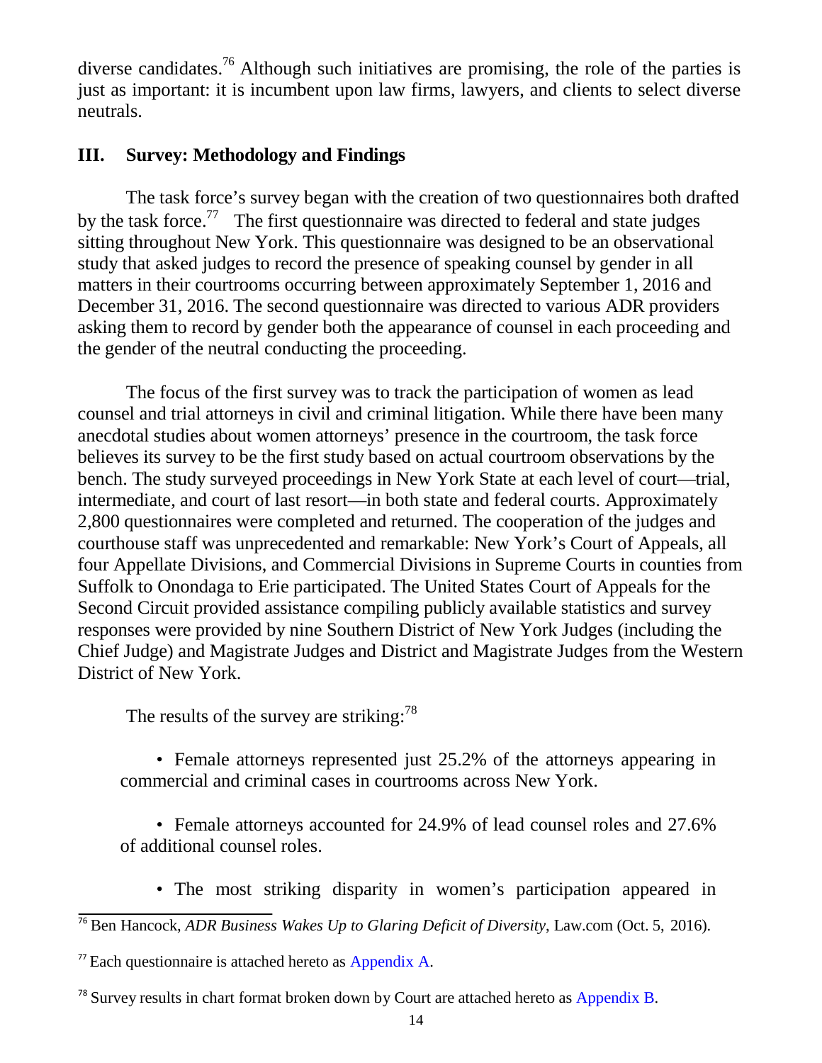diverse candidates.[76] Although such initiatives are promising, the role of the parties is just as important: it is incumbent upon law firms, lawyers, and clients to select diverse neutrals.

## III. Survey: Methodology and Findings

The task force's survey began with the creation of two questionnaires both drafted by the task force.[77] The first questionnaire was directed to federal and state judges sitting throughout New York. This questionnaire was designed to be an observational study that asked judges to record the presence of speaking counsel by gender in all matters in their courtrooms occurring between approximately September 1, 2016 and December 31, 2016. The second questionnaire was directed to various ADR providers asking them to record by gender both the appearance of counsel in each proceeding and the gender of the neutral conducting the proceeding.

The focus of the first survey was to track the participation of women as lead counsel and trial attorneys in civil and criminal litigation. While there have been many anecdotal studies about women attorneys' presence in the courtroom, the task force believes its survey to be the first study based on actual courtroom observations by the bench. The study surveyed proceedings in New York State at each level of court—trial, intermediate, and court of last resort—in both state and federal courts. Approximately 2,800 questionnaires were completed and returned. The cooperation of the judges and courthouse staff was unprecedented and remarkable: New York's Court of Appeals, all four Appellate Divisions, and Commercial Divisions in Supreme Courts in counties from Suffolk to Onondaga to Erie participated. The United States Court of Appeals for the Second Circuit provided assistance compiling publicly available statistics and survey responses were provided by nine Southern District of New York Judges (including the Chief Judge) and Magistrate Judges and District and Magistrate Judges from the Western District of New York.

The results of the survey are striking:[78]

- Female attorneys represented just 25.2% of the attorneys appearing in commercial and criminal cases in courtrooms across New York.

- Female attorneys accounted for 24.9% of lead counsel roles and 27.6% of additional counsel roles.

- The most striking disparity in women's participation appeared in

---

[76] Ben Hancock, *ADR Business Wakes Up to Glaring Deficit of Diversity*, Law.com (Oct. 5, 2016).

[77] Each questionnaire is attached hereto as Appendix A.

[78] Survey results in chart format broken down by Court are attached hereto as Appendix B.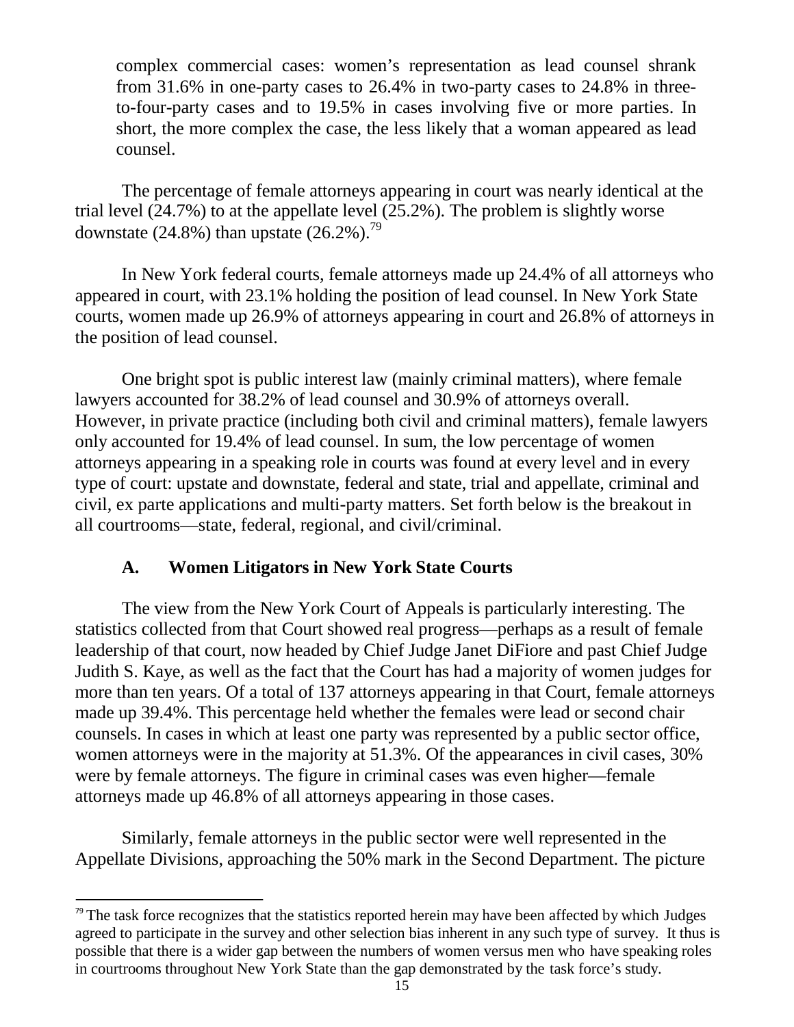complex commercial cases: women's representation as lead counsel shrank from 31.6% in one-party cases to 26.4% in two-party cases to 24.8% in three-to-four-party cases and to 19.5% in cases involving five or more parties. In short, the more complex the case, the less likely that a woman appeared as lead counsel.

The percentage of female attorneys appearing in court was nearly identical at the trial level (24.7%) to at the appellate level (25.2%). The problem is slightly worse downstate (24.8%) than upstate (26.2%).[79]

In New York federal courts, female attorneys made up 24.4% of all attorneys who appeared in court, with 23.1% holding the position of lead counsel. In New York State courts, women made up 26.9% of attorneys appearing in court and 26.8% of attorneys in the position of lead counsel.

One bright spot is public interest law (mainly criminal matters), where female lawyers accounted for 38.2% of lead counsel and 30.9% of attorneys overall. However, in private practice (including both civil and criminal matters), female lawyers only accounted for 19.4% of lead counsel. In sum, the low percentage of women attorneys appearing in a speaking role in courts was found at every level and in every type of court: upstate and downstate, federal and state, trial and appellate, criminal and civil, ex parte applications and multi-party matters. Set forth below is the breakout in all courtrooms—state, federal, regional, and civil/criminal.

### A. Women Litigators in New York State Courts

The view from the New York Court of Appeals is particularly interesting. The statistics collected from that Court showed real progress—perhaps as a result of female leadership of that court, now headed by Chief Judge Janet DiFiore and past Chief Judge Judith S. Kaye, as well as the fact that the Court has had a majority of women judges for more than ten years. Of a total of 137 attorneys appearing in that Court, female attorneys made up 39.4%. This percentage held whether the females were lead or second chair counsels. In cases in which at least one party was represented by a public sector office, women attorneys were in the majority at 51.3%. Of the appearances in civil cases, 30% were by female attorneys. The figure in criminal cases was even higher—female attorneys made up 46.8% of all attorneys appearing in those cases.

Similarly, female attorneys in the public sector were well represented in the Appellate Divisions, approaching the 50% mark in the Second Department. The picture

---

[79] The task force recognizes that the statistics reported herein may have been affected by which Judges agreed to participate in the survey and other selection bias inherent in any such type of survey. It thus is possible that there is a wider gap between the numbers of women versus men who have speaking roles in courtrooms throughout New York State than the gap demonstrated by the task force's study.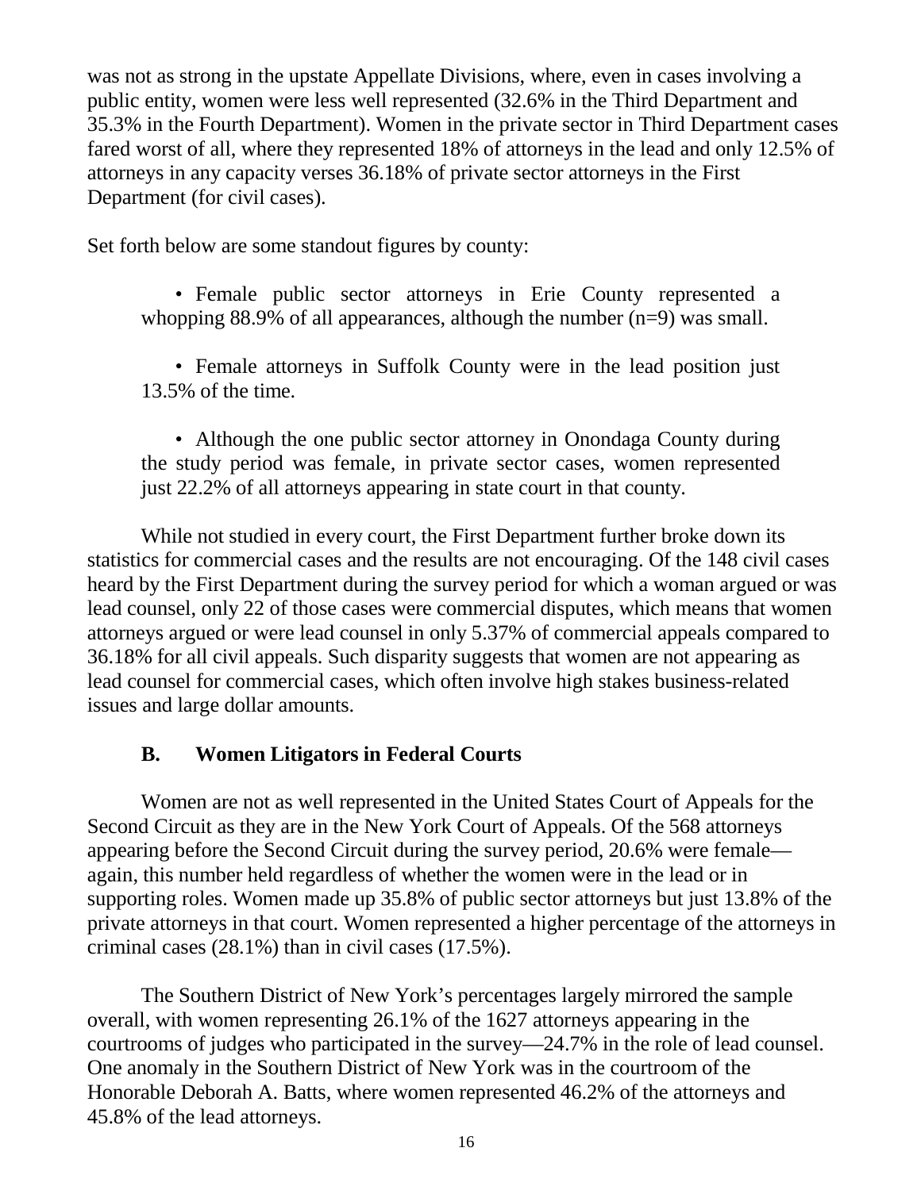was not as strong in the upstate Appellate Divisions, where, even in cases involving a public entity, women were less well represented (32.6% in the Third Department and 35.3% in the Fourth Department). Women in the private sector in Third Department cases fared worst of all, where they represented 18% of attorneys in the lead and only 12.5% of attorneys in any capacity verses 36.18% of private sector attorneys in the First Department (for civil cases).

Set forth below are some standout figures by county:

- Female public sector attorneys in Erie County represented a whopping 88.9% of all appearances, although the number (n=9) was small.
- Female attorneys in Suffolk County were in the lead position just 13.5% of the time.
- Although the one public sector attorney in Onondaga County during the study period was female, in private sector cases, women represented just 22.2% of all attorneys appearing in state court in that county.

While not studied in every court, the First Department further broke down its statistics for commercial cases and the results are not encouraging. Of the 148 civil cases heard by the First Department during the survey period for which a woman argued or was lead counsel, only 22 of those cases were commercial disputes, which means that women attorneys argued or were lead counsel in only 5.37% of commercial appeals compared to 36.18% for all civil appeals. Such disparity suggests that women are not appearing as lead counsel for commercial cases, which often involve high stakes business-related issues and large dollar amounts.

### B. Women Litigators in Federal Courts

Women are not as well represented in the United States Court of Appeals for the Second Circuit as they are in the New York Court of Appeals. Of the 568 attorneys appearing before the Second Circuit during the survey period, 20.6% were female—again, this number held regardless of whether the women were in the lead or in supporting roles. Women made up 35.8% of public sector attorneys but just 13.8% of the private attorneys in that court. Women represented a higher percentage of the attorneys in criminal cases (28.1%) than in civil cases (17.5%).

The Southern District of New York's percentages largely mirrored the sample overall, with women representing 26.1% of the 1627 attorneys appearing in the courtrooms of judges who participated in the survey—24.7% in the role of lead counsel. One anomaly in the Southern District of New York was in the courtroom of the Honorable Deborah A. Batts, where women represented 46.2% of the attorneys and 45.8% of the lead attorneys.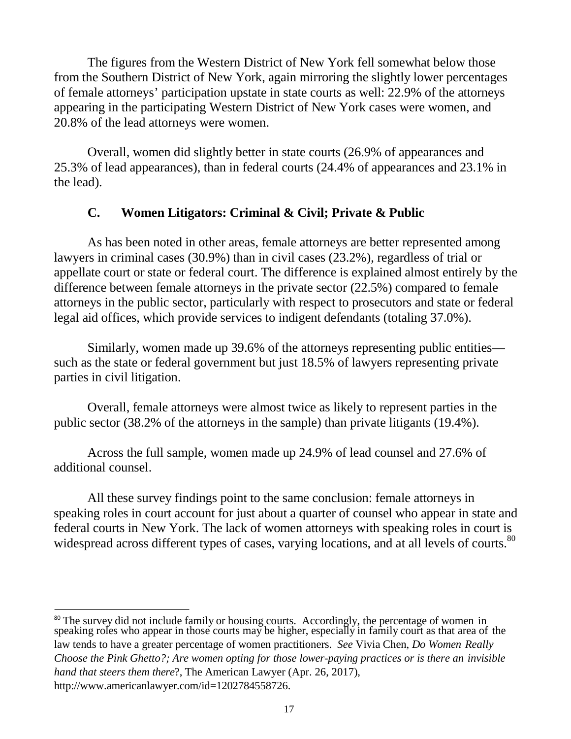The figures from the Western District of New York fell somewhat below those from the Southern District of New York, again mirroring the slightly lower percentages of female attorneys' participation upstate in state courts as well: 22.9% of the attorneys appearing in the participating Western District of New York cases were women, and 20.8% of the lead attorneys were women.

Overall, women did slightly better in state courts (26.9% of appearances and 25.3% of lead appearances), than in federal courts (24.4% of appearances and 23.1% in the lead).

### C. Women Litigators: Criminal & Civil; Private & Public

As has been noted in other areas, female attorneys are better represented among lawyers in criminal cases (30.9%) than in civil cases (23.2%), regardless of trial or appellate court or state or federal court. The difference is explained almost entirely by the difference between female attorneys in the private sector (22.5%) compared to female attorneys in the public sector, particularly with respect to prosecutors and state or federal legal aid offices, which provide services to indigent defendants (totaling 37.0%).

Similarly, women made up 39.6% of the attorneys representing public entities—such as the state or federal government but just 18.5% of lawyers representing private parties in civil litigation.

Overall, female attorneys were almost twice as likely to represent parties in the public sector (38.2% of the attorneys in the sample) than private litigants (19.4%).

Across the full sample, women made up 24.9% of lead counsel and 27.6% of additional counsel.

All these survey findings point to the same conclusion: female attorneys in speaking roles in court account for just about a quarter of counsel who appear in state and federal courts in New York. The lack of women attorneys with speaking roles in court is widespread across different types of cases, varying locations, and at all levels of courts.[80]

---

[80] The survey did not include family or housing courts. Accordingly, the percentage of women in speaking roles who appear in those courts may be higher, especially in family court as that area of the law tends to have a greater percentage of women practitioners. *See* Vivia Chen, *Do Women Really Choose the Pink Ghetto?; Are women opting for those lower-paying practices or is there an invisible hand that steers them there*?, The American Lawyer (Apr. 26, 2017), http://www.americanlawyer.com/id=1202784558726.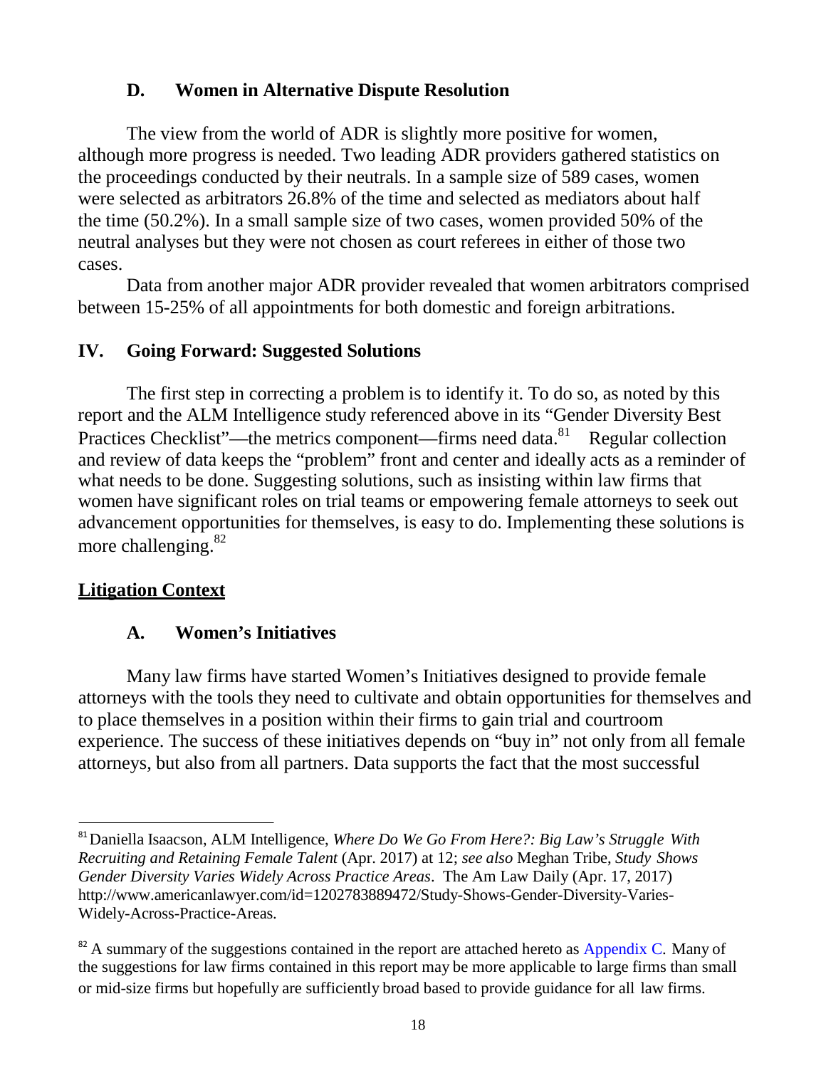### D. Women in Alternative Dispute Resolution

The view from the world of ADR is slightly more positive for women, although more progress is needed. Two leading ADR providers gathered statistics on the proceedings conducted by their neutrals. In a sample size of 589 cases, women were selected as arbitrators 26.8% of the time and selected as mediators about half the time (50.2%). In a small sample size of two cases, women provided 50% of the neutral analyses but they were not chosen as court referees in either of those two cases.

Data from another major ADR provider revealed that women arbitrators comprised between 15-25% of all appointments for both domestic and foreign arbitrations.

## IV. Going Forward: Suggested Solutions

The first step in correcting a problem is to identify it. To do so, as noted by this report and the ALM Intelligence study referenced above in its "Gender Diversity Best Practices Checklist"—the metrics component—firms need data.[81] Regular collection and review of data keeps the "problem" front and center and ideally acts as a reminder of what needs to be done. Suggesting solutions, such as insisting within law firms that women have significant roles on trial teams or empowering female attorneys to seek out advancement opportunities for themselves, is easy to do. Implementing these solutions is more challenging.[82]

**Litigation Context**

### A. Women's Initiatives

Many law firms have started Women's Initiatives designed to provide female attorneys with the tools they need to cultivate and obtain opportunities for themselves and to place themselves in a position within their firms to gain trial and courtroom experience. The success of these initiatives depends on "buy in" not only from all female attorneys, but also from all partners. Data supports the fact that the most successful

---

[81] Daniella Isaacson, ALM Intelligence, *Where Do We Go From Here?: Big Law's Struggle With Recruiting and Retaining Female Talent* (Apr. 2017) at 12; *see also* Meghan Tribe, *Study Shows Gender Diversity Varies Widely Across Practice Areas*. The Am Law Daily (Apr. 17, 2017) http://www.americanlawyer.com/id=1202783889472/Study-Shows-Gender-Diversity-Varies-Widely-Across-Practice-Areas.

[82] A summary of the suggestions contained in the report are attached hereto as Appendix C. Many of the suggestions for law firms contained in this report may be more applicable to large firms than small or mid-size firms but hopefully are sufficiently broad based to provide guidance for all law firms.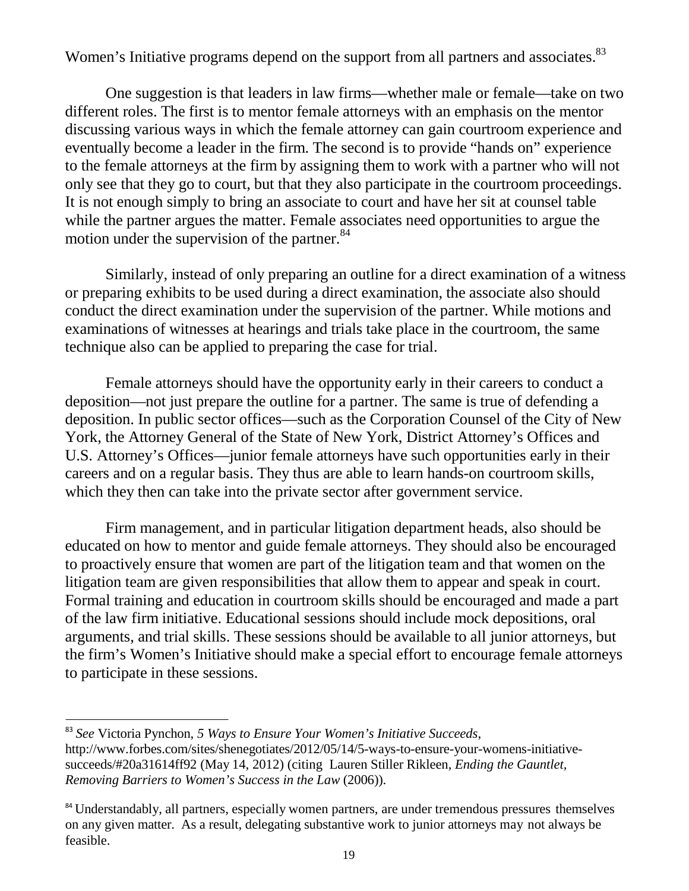Women's Initiative programs depend on the support from all partners and associates.[83]

One suggestion is that leaders in law firms—whether male or female—take on two different roles. The first is to mentor female attorneys with an emphasis on the mentor discussing various ways in which the female attorney can gain courtroom experience and eventually become a leader in the firm. The second is to provide "hands on" experience to the female attorneys at the firm by assigning them to work with a partner who will not only see that they go to court, but that they also participate in the courtroom proceedings. It is not enough simply to bring an associate to court and have her sit at counsel table while the partner argues the matter. Female associates need opportunities to argue the motion under the supervision of the partner.[84]

Similarly, instead of only preparing an outline for a direct examination of a witness or preparing exhibits to be used during a direct examination, the associate also should conduct the direct examination under the supervision of the partner. While motions and examinations of witnesses at hearings and trials take place in the courtroom, the same technique also can be applied to preparing the case for trial.

Female attorneys should have the opportunity early in their careers to conduct a deposition—not just prepare the outline for a partner. The same is true of defending a deposition. In public sector offices—such as the Corporation Counsel of the City of New York, the Attorney General of the State of New York, District Attorney's Offices and U.S. Attorney's Offices—junior female attorneys have such opportunities early in their careers and on a regular basis. They thus are able to learn hands-on courtroom skills, which they then can take into the private sector after government service.

Firm management, and in particular litigation department heads, also should be educated on how to mentor and guide female attorneys. They should also be encouraged to proactively ensure that women are part of the litigation team and that women on the litigation team are given responsibilities that allow them to appear and speak in court. Formal training and education in courtroom skills should be encouraged and made a part of the law firm initiative. Educational sessions should include mock depositions, oral arguments, and trial skills. These sessions should be available to all junior attorneys, but the firm's Women's Initiative should make a special effort to encourage female attorneys to participate in these sessions.

---

[83] *See* Victoria Pynchon, *5 Ways to Ensure Your Women's Initiative Succeeds*, http://www.forbes.com/sites/shenegotiates/2012/05/14/5-ways-to-ensure-your-womens-initiative-succeeds/#20a31614ff92 (May 14, 2012) (citing Lauren Stiller Rikleen, *Ending the Gauntlet, Removing Barriers to Women's Success in the Law* (2006)).

[84] Understandably, all partners, especially women partners, are under tremendous pressures themselves on any given matter. As a result, delegating substantive work to junior attorneys may not always be feasible.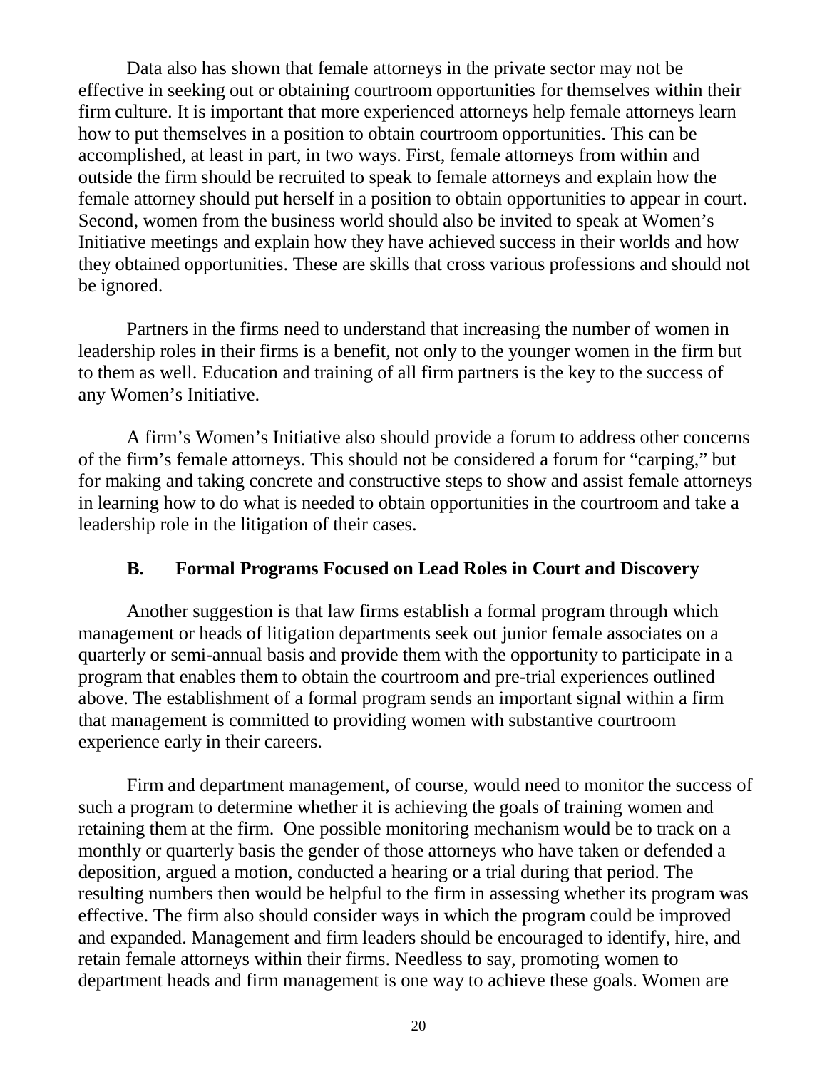Data also has shown that female attorneys in the private sector may not be effective in seeking out or obtaining courtroom opportunities for themselves within their firm culture. It is important that more experienced attorneys help female attorneys learn how to put themselves in a position to obtain courtroom opportunities. This can be accomplished, at least in part, in two ways. First, female attorneys from within and outside the firm should be recruited to speak to female attorneys and explain how the female attorney should put herself in a position to obtain opportunities to appear in court. Second, women from the business world should also be invited to speak at Women's Initiative meetings and explain how they have achieved success in their worlds and how they obtained opportunities. These are skills that cross various professions and should not be ignored.

Partners in the firms need to understand that increasing the number of women in leadership roles in their firms is a benefit, not only to the younger women in the firm but to them as well. Education and training of all firm partners is the key to the success of any Women's Initiative.

A firm's Women's Initiative also should provide a forum to address other concerns of the firm's female attorneys. This should not be considered a forum for "carping," but for making and taking concrete and constructive steps to show and assist female attorneys in learning how to do what is needed to obtain opportunities in the courtroom and take a leadership role in the litigation of their cases.

### B. Formal Programs Focused on Lead Roles in Court and Discovery

Another suggestion is that law firms establish a formal program through which management or heads of litigation departments seek out junior female associates on a quarterly or semi-annual basis and provide them with the opportunity to participate in a program that enables them to obtain the courtroom and pre-trial experiences outlined above. The establishment of a formal program sends an important signal within a firm that management is committed to providing women with substantive courtroom experience early in their careers.

Firm and department management, of course, would need to monitor the success of such a program to determine whether it is achieving the goals of training women and retaining them at the firm. One possible monitoring mechanism would be to track on a monthly or quarterly basis the gender of those attorneys who have taken or defended a deposition, argued a motion, conducted a hearing or a trial during that period. The resulting numbers then would be helpful to the firm in assessing whether its program was effective. The firm also should consider ways in which the program could be improved and expanded. Management and firm leaders should be encouraged to identify, hire, and retain female attorneys within their firms. Needless to say, promoting women to department heads and firm management is one way to achieve these goals. Women are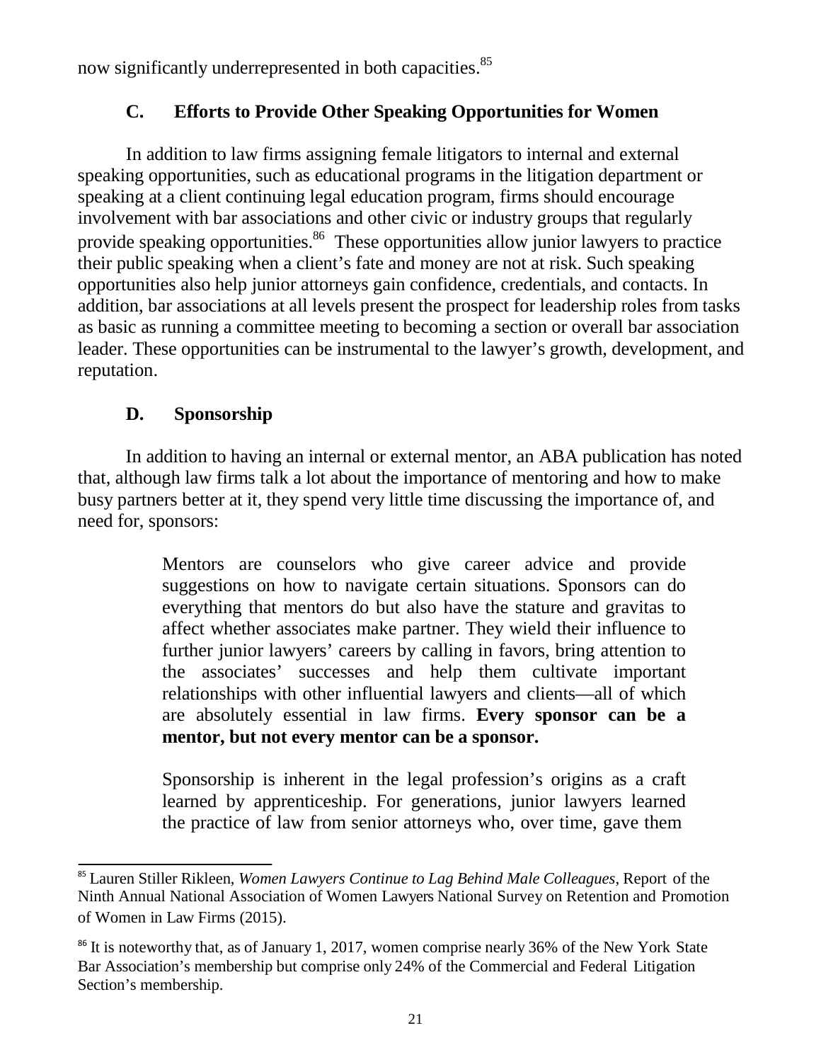now significantly underrepresented in both capacities.[85]

### C. Efforts to Provide Other Speaking Opportunities for Women

In addition to law firms assigning female litigators to internal and external speaking opportunities, such as educational programs in the litigation department or speaking at a client continuing legal education program, firms should encourage involvement with bar associations and other civic or industry groups that regularly provide speaking opportunities.[86] These opportunities allow junior lawyers to practice their public speaking when a client's fate and money are not at risk. Such speaking opportunities also help junior attorneys gain confidence, credentials, and contacts. In addition, bar associations at all levels present the prospect for leadership roles from tasks as basic as running a committee meeting to becoming a section or overall bar association leader. These opportunities can be instrumental to the lawyer's growth, development, and reputation.

### D. Sponsorship

In addition to having an internal or external mentor, an ABA publication has noted that, although law firms talk a lot about the importance of mentoring and how to make busy partners better at it, they spend very little time discussing the importance of, and need for, sponsors:

> Mentors are counselors who give career advice and provide suggestions on how to navigate certain situations. Sponsors can do everything that mentors do but also have the stature and gravitas to affect whether associates make partner. They wield their influence to further junior lawyers' careers by calling in favors, bring attention to the associates' successes and help them cultivate important relationships with other influential lawyers and clients—all of which are absolutely essential in law firms. **Every sponsor can be a mentor, but not every mentor can be a sponsor.**
>
> Sponsorship is inherent in the legal profession's origins as a craft learned by apprenticeship. For generations, junior lawyers learned the practice of law from senior attorneys who, over time, gave them

---

[85] Lauren Stiller Rikleen, *Women Lawyers Continue to Lag Behind Male Colleagues*, Report of the Ninth Annual National Association of Women Lawyers National Survey on Retention and Promotion of Women in Law Firms (2015).

[86] It is noteworthy that, as of January 1, 2017, women comprise nearly 36% of the New York State Bar Association's membership but comprise only 24% of the Commercial and Federal Litigation Section's membership.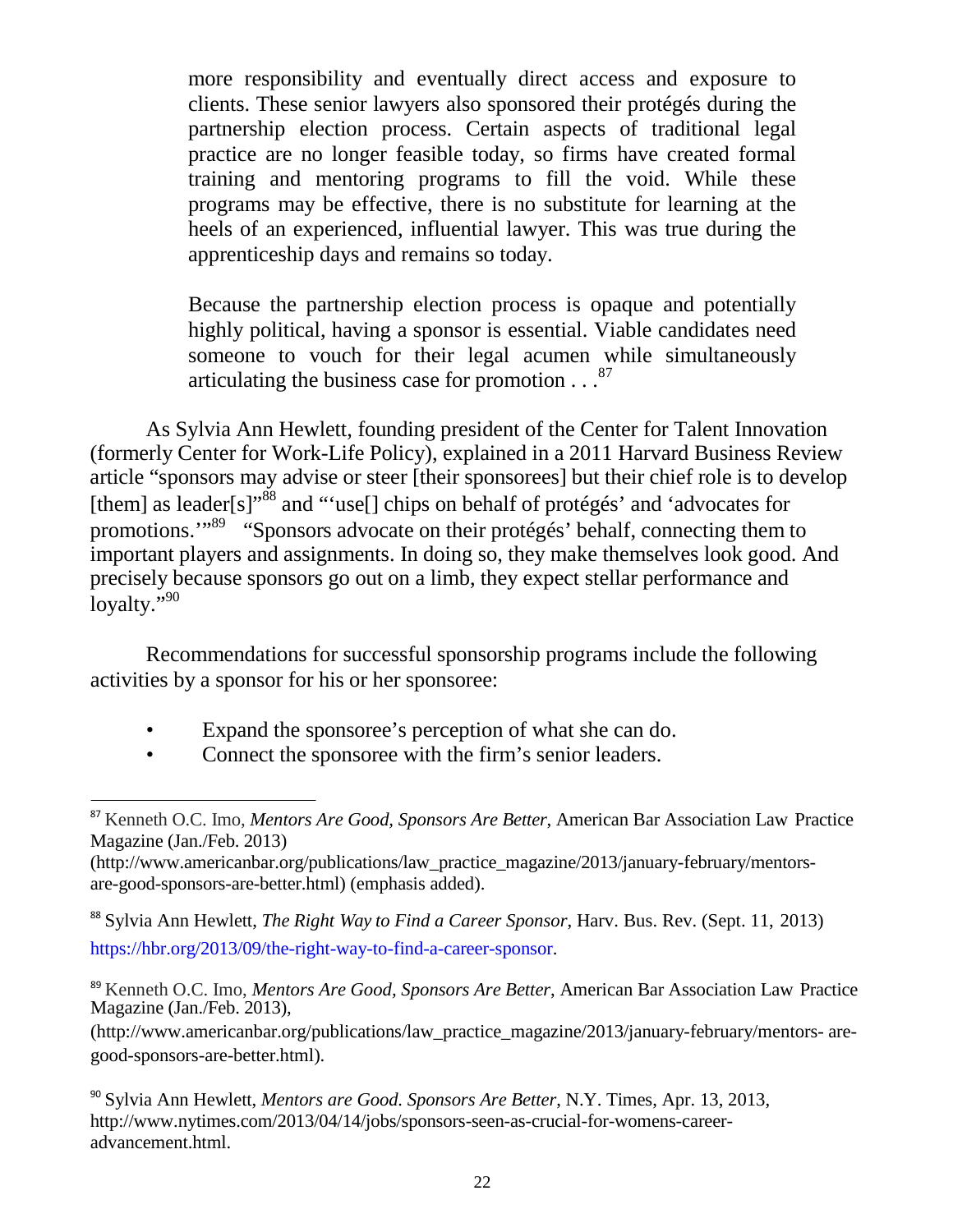> more responsibility and eventually direct access and exposure to clients. These senior lawyers also sponsored their protégés during the partnership election process. Certain aspects of traditional legal practice are no longer feasible today, so firms have created formal training and mentoring programs to fill the void. While these programs may be effective, there is no substitute for learning at the heels of an experienced, influential lawyer. This was true during the apprenticeship days and remains so today.
>
> Because the partnership election process is opaque and potentially highly political, having a sponsor is essential. Viable candidates need someone to vouch for their legal acumen while simultaneously articulating the business case for promotion . . .[87]

As Sylvia Ann Hewlett, founding president of the Center for Talent Innovation (formerly Center for Work-Life Policy), explained in a 2011 Harvard Business Review article "sponsors may advise or steer [their sponsorees] but their chief role is to develop [them] as leader[s]"[88] and "'use[] chips on behalf of protégés' and 'advocates for promotions.'"[89] "Sponsors advocate on their protégés' behalf, connecting them to important players and assignments. In doing so, they make themselves look good. And precisely because sponsors go out on a limb, they expect stellar performance and loyalty."[90]

Recommendations for successful sponsorship programs include the following activities by a sponsor for his or her sponsoree:

- Expand the sponsoree's perception of what she can do.
- Connect the sponsoree with the firm's senior leaders.

---

[87] Kenneth O.C. Imo, *Mentors Are Good, Sponsors Are Better*, American Bar Association Law Practice Magazine (Jan./Feb. 2013) (http://www.americanbar.org/publications/law_practice_magazine/2013/january-february/mentors-are-good-sponsors-are-better.html) (emphasis added).

[88] Sylvia Ann Hewlett, *The Right Way to Find a Career Sponsor*, Harv. Bus. Rev. (Sept. 11, 2013) https://hbr.org/2013/09/the-right-way-to-find-a-career-sponsor.

[89] Kenneth O.C. Imo, *Mentors Are Good, Sponsors Are Better*, American Bar Association Law Practice Magazine (Jan./Feb. 2013), (http://www.americanbar.org/publications/law_practice_magazine/2013/january-february/mentors- are-good-sponsors-are-better.html).

[90] Sylvia Ann Hewlett, *Mentors are Good. Sponsors Are Better*, N.Y. Times, Apr. 13, 2013, http://www.nytimes.com/2013/04/14/jobs/sponsors-seen-as-crucial-for-womens-career-advancement.html.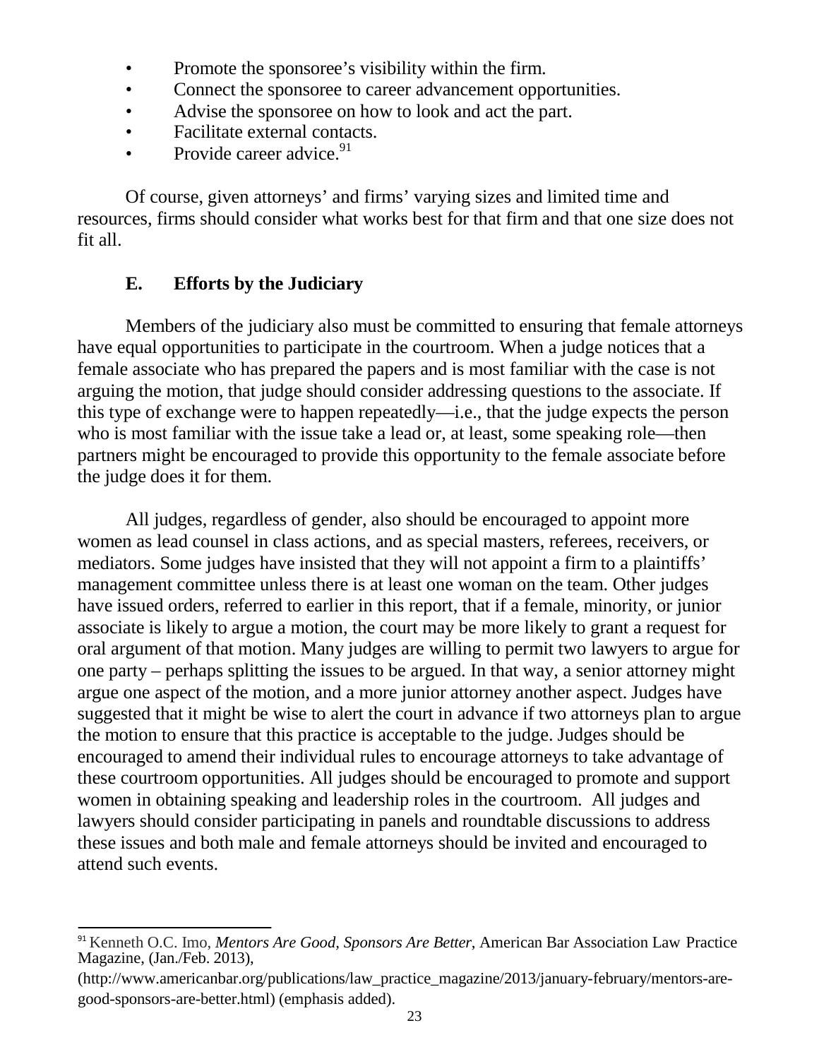- Promote the sponsoree's visibility within the firm.
- Connect the sponsoree to career advancement opportunities.
- Advise the sponsoree on how to look and act the part.
- Facilitate external contacts.
- Provide career advice.[91]

Of course, given attorneys' and firms' varying sizes and limited time and resources, firms should consider what works best for that firm and that one size does not fit all.

### E. Efforts by the Judiciary

Members of the judiciary also must be committed to ensuring that female attorneys have equal opportunities to participate in the courtroom. When a judge notices that a female associate who has prepared the papers and is most familiar with the case is not arguing the motion, that judge should consider addressing questions to the associate. If this type of exchange were to happen repeatedly—i.e., that the judge expects the person who is most familiar with the issue take a lead or, at least, some speaking role—then partners might be encouraged to provide this opportunity to the female associate before the judge does it for them.

All judges, regardless of gender, also should be encouraged to appoint more women as lead counsel in class actions, and as special masters, referees, receivers, or mediators. Some judges have insisted that they will not appoint a firm to a plaintiffs' management committee unless there is at least one woman on the team. Other judges have issued orders, referred to earlier in this report, that if a female, minority, or junior associate is likely to argue a motion, the court may be more likely to grant a request for oral argument of that motion. Many judges are willing to permit two lawyers to argue for one party – perhaps splitting the issues to be argued. In that way, a senior attorney might argue one aspect of the motion, and a more junior attorney another aspect. Judges have suggested that it might be wise to alert the court in advance if two attorneys plan to argue the motion to ensure that this practice is acceptable to the judge. Judges should be encouraged to amend their individual rules to encourage attorneys to take advantage of these courtroom opportunities. All judges should be encouraged to promote and support women in obtaining speaking and leadership roles in the courtroom. All judges and lawyers should consider participating in panels and roundtable discussions to address these issues and both male and female attorneys should be invited and encouraged to attend such events.

---

[91] Kenneth O.C. Imo, *Mentors Are Good, Sponsors Are Better*, American Bar Association Law Practice Magazine, (Jan./Feb. 2013), (http://www.americanbar.org/publications/law_practice_magazine/2013/january-february/mentors-are-good-sponsors-are-better.html) (emphasis added).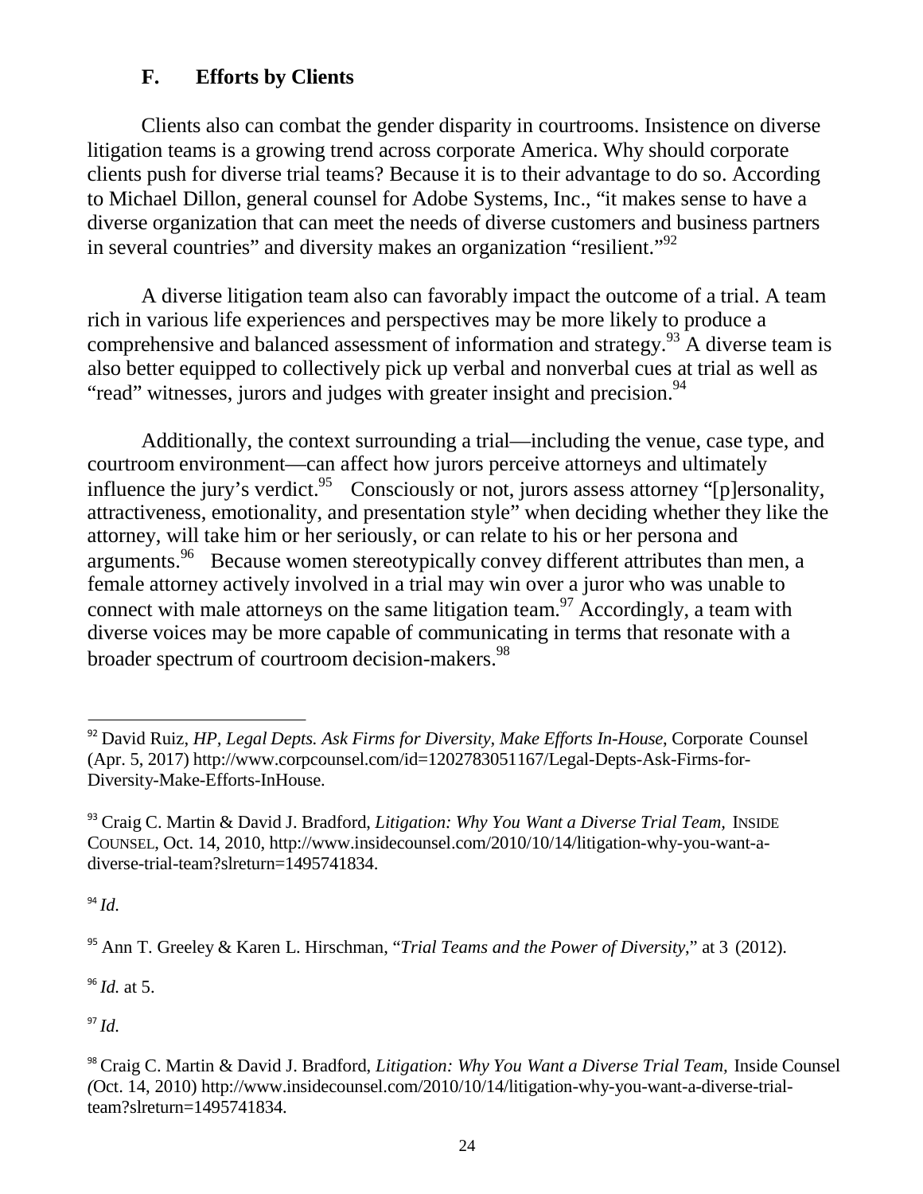### F. Efforts by Clients

Clients also can combat the gender disparity in courtrooms. Insistence on diverse litigation teams is a growing trend across corporate America. Why should corporate clients push for diverse trial teams? Because it is to their advantage to do so. According to Michael Dillon, general counsel for Adobe Systems, Inc., "it makes sense to have a diverse organization that can meet the needs of diverse customers and business partners in several countries" and diversity makes an organization "resilient."[92]

A diverse litigation team also can favorably impact the outcome of a trial. A team rich in various life experiences and perspectives may be more likely to produce a comprehensive and balanced assessment of information and strategy.[93] A diverse team is also better equipped to collectively pick up verbal and nonverbal cues at trial as well as "read" witnesses, jurors and judges with greater insight and precision.[94]

Additionally, the context surrounding a trial—including the venue, case type, and courtroom environment—can affect how jurors perceive attorneys and ultimately influence the jury's verdict.[95] Consciously or not, jurors assess attorney "[p]ersonality, attractiveness, emotionality, and presentation style" when deciding whether they like the attorney, will take him or her seriously, or can relate to his or her persona and arguments.[96] Because women stereotypically convey different attributes than men, a female attorney actively involved in a trial may win over a juror who was unable to connect with male attorneys on the same litigation team.[97] Accordingly, a team with diverse voices may be more capable of communicating in terms that resonate with a broader spectrum of courtroom decision-makers.[98]

---

[92] David Ruiz, *HP, Legal Depts. Ask Firms for Diversity, Make Efforts In-House*, Corporate Counsel (Apr. 5, 2017) http://www.corpcounsel.com/id=1202783051167/Legal-Depts-Ask-Firms-for-Diversity-Make-Efforts-InHouse.

[93] Craig C. Martin & David J. Bradford, *Litigation: Why You Want a Diverse Trial Team,* INSIDE COUNSEL, Oct. 14, 2010, http://www.insidecounsel.com/2010/10/14/litigation-why-you-want-a-diverse-trial-team?slreturn=1495741834.

[94] *Id.*

[95] Ann T. Greeley & Karen L. Hirschman, "*Trial Teams and the Power of Diversity*," at 3 (2012).

[96] *Id.* at 5.

[97] *Id.*

[98] Craig C. Martin & David J. Bradford, *Litigation: Why You Want a Diverse Trial Team,* Inside Counsel *(*Oct. 14, 2010) http://www.insidecounsel.com/2010/10/14/litigation-why-you-want-a-diverse-trial-team?slreturn=1495741834.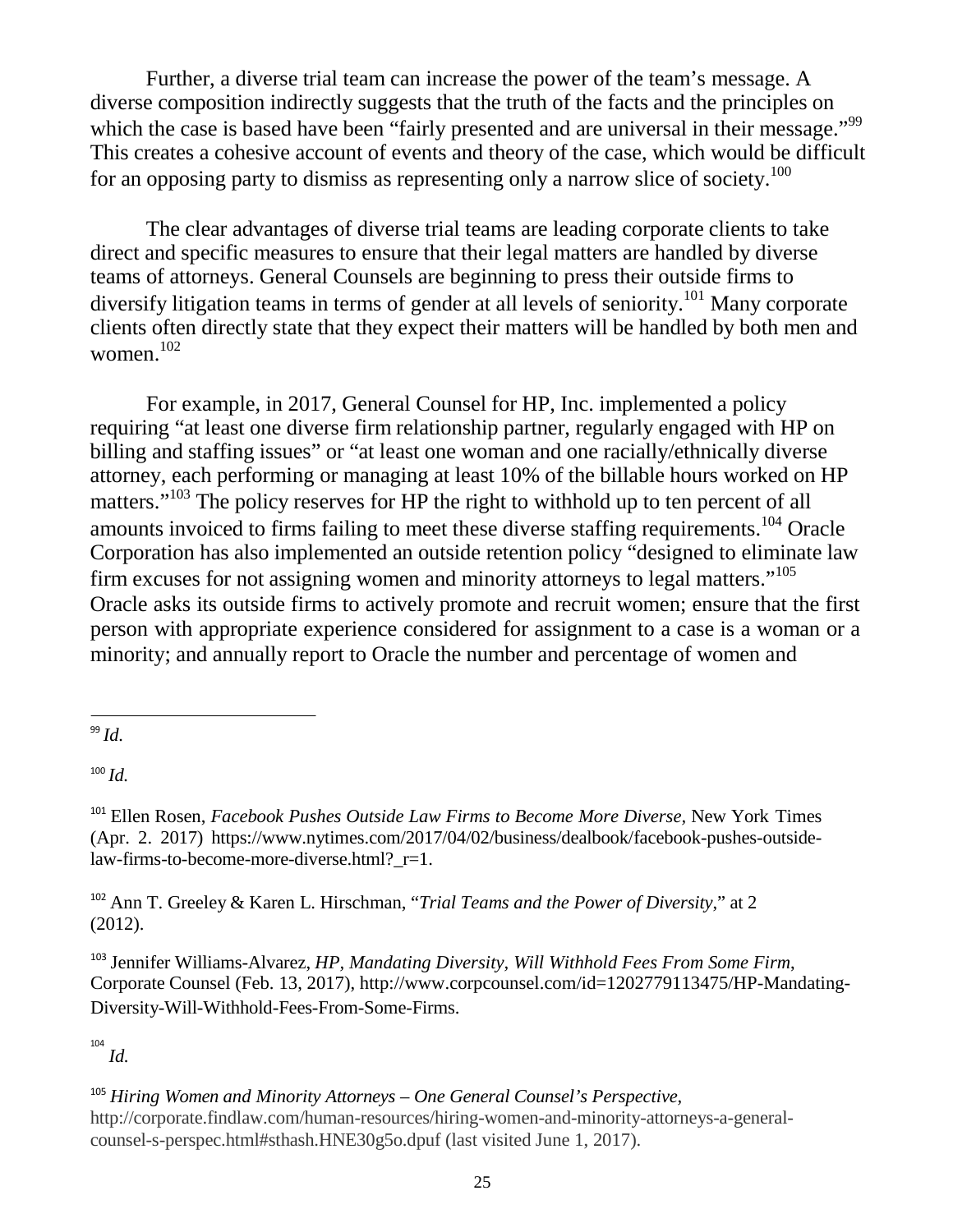Further, a diverse trial team can increase the power of the team's message. A diverse composition indirectly suggests that the truth of the facts and the principles on which the case is based have been "fairly presented and are universal in their message."[99] This creates a cohesive account of events and theory of the case, which would be difficult for an opposing party to dismiss as representing only a narrow slice of society.[100]

The clear advantages of diverse trial teams are leading corporate clients to take direct and specific measures to ensure that their legal matters are handled by diverse teams of attorneys. General Counsels are beginning to press their outside firms to diversify litigation teams in terms of gender at all levels of seniority.[101] Many corporate clients often directly state that they expect their matters will be handled by both men and women.[102]

For example, in 2017, General Counsel for HP, Inc. implemented a policy requiring "at least one diverse firm relationship partner, regularly engaged with HP on billing and staffing issues" or "at least one woman and one racially/ethnically diverse attorney, each performing or managing at least 10% of the billable hours worked on HP matters."[103] The policy reserves for HP the right to withhold up to ten percent of all amounts invoiced to firms failing to meet these diverse staffing requirements.[104] Oracle Corporation has also implemented an outside retention policy "designed to eliminate law firm excuses for not assigning women and minority attorneys to legal matters."[105] Oracle asks its outside firms to actively promote and recruit women; ensure that the first person with appropriate experience considered for assignment to a case is a woman or a minority; and annually report to Oracle the number and percentage of women and

---

[99] *Id.*

[100] *Id.*

[101] Ellen Rosen, *Facebook Pushes Outside Law Firms to Become More Diverse,* New York Times (Apr. 2. 2017) https://www.nytimes.com/2017/04/02/business/dealbook/facebook-pushes-outside-law-firms-to-become-more-diverse.html?_r=1.

[102] Ann T. Greeley & Karen L. Hirschman, "*Trial Teams and the Power of Diversity*," at 2 (2012).

[103] Jennifer Williams-Alvarez, *HP, Mandating Diversity, Will Withhold Fees From Some Firm*, Corporate Counsel (Feb. 13, 2017), http://www.corpcounsel.com/id=1202779113475/HP-Mandating-Diversity-Will-Withhold-Fees-From-Some-Firms.

[104] *Id.*

[105] *Hiring Women and Minority Attorneys – One General Counsel's Perspective*, http://corporate.findlaw.com/human-resources/hiring-women-and-minority-attorneys-a-general-counsel-s-perspec.html#sthash.HNE30g5o.dpuf (last visited June 1, 2017).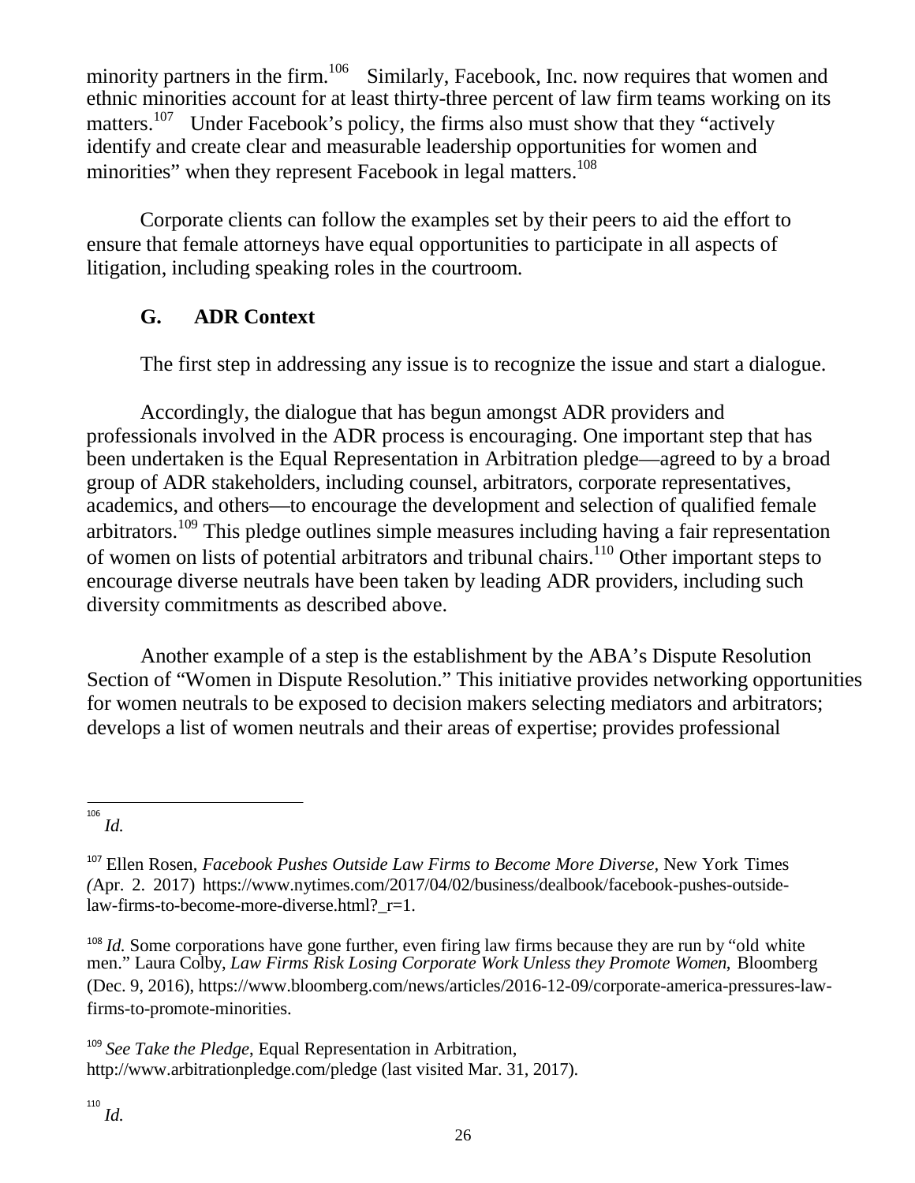minority partners in the firm.[106] Similarly, Facebook, Inc. now requires that women and ethnic minorities account for at least thirty-three percent of law firm teams working on its matters.[107] Under Facebook's policy, the firms also must show that they "actively identify and create clear and measurable leadership opportunities for women and minorities" when they represent Facebook in legal matters.[108]

Corporate clients can follow the examples set by their peers to aid the effort to ensure that female attorneys have equal opportunities to participate in all aspects of litigation, including speaking roles in the courtroom.

### G. ADR Context

The first step in addressing any issue is to recognize the issue and start a dialogue.

Accordingly, the dialogue that has begun amongst ADR providers and professionals involved in the ADR process is encouraging. One important step that has been undertaken is the Equal Representation in Arbitration pledge—agreed to by a broad group of ADR stakeholders, including counsel, arbitrators, corporate representatives, academics, and others—to encourage the development and selection of qualified female arbitrators.[109] This pledge outlines simple measures including having a fair representation of women on lists of potential arbitrators and tribunal chairs.[110] Other important steps to encourage diverse neutrals have been taken by leading ADR providers, including such diversity commitments as described above.

Another example of a step is the establishment by the ABA's Dispute Resolution Section of "Women in Dispute Resolution." This initiative provides networking opportunities for women neutrals to be exposed to decision makers selecting mediators and arbitrators; develops a list of women neutrals and their areas of expertise; provides professional

---

[106] *Id.*

[107] Ellen Rosen, *Facebook Pushes Outside Law Firms to Become More Diverse*, New York Times (Apr. 2. 2017) https://www.nytimes.com/2017/04/02/business/dealbook/facebook-pushes-outside-law-firms-to-become-more-diverse.html?_r=1.

[108] *Id.* Some corporations have gone further, even firing law firms because they are run by "old white men." Laura Colby, *Law Firms Risk Losing Corporate Work Unless they Promote Women*, Bloomberg (Dec. 9, 2016), https://www.bloomberg.com/news/articles/2016-12-09/corporate-america-pressures-law-firms-to-promote-minorities.

[109] *See Take the Pledge*, Equal Representation in Arbitration, http://www.arbitrationpledge.com/pledge (last visited Mar. 31, 2017).

[110] *Id.*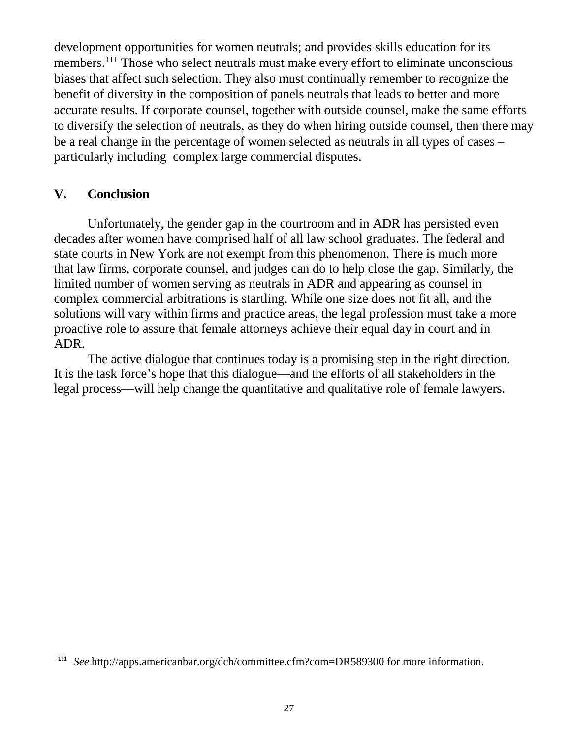development opportunities for women neutrals; and provides skills education for its members.[111] Those who select neutrals must make every effort to eliminate unconscious biases that affect such selection. They also must continually remember to recognize the benefit of diversity in the composition of panels neutrals that leads to better and more accurate results. If corporate counsel, together with outside counsel, make the same efforts to diversify the selection of neutrals, as they do when hiring outside counsel, then there may be a real change in the percentage of women selected as neutrals in all types of cases – particularly including complex large commercial disputes.

## V. Conclusion

Unfortunately, the gender gap in the courtroom and in ADR has persisted even decades after women have comprised half of all law school graduates. The federal and state courts in New York are not exempt from this phenomenon. There is much more that law firms, corporate counsel, and judges can do to help close the gap. Similarly, the limited number of women serving as neutrals in ADR and appearing as counsel in complex commercial arbitrations is startling. While one size does not fit all, and the solutions will vary within firms and practice areas, the legal profession must take a more proactive role to assure that female attorneys achieve their equal day in court and in ADR.

The active dialogue that continues today is a promising step in the right direction. It is the task force's hope that this dialogue—and the efforts of all stakeholders in the legal process—will help change the quantitative and qualitative role of female lawyers.

[111] *See* http://apps.americanbar.org/dch/committee.cfm?com=DR589300 for more information.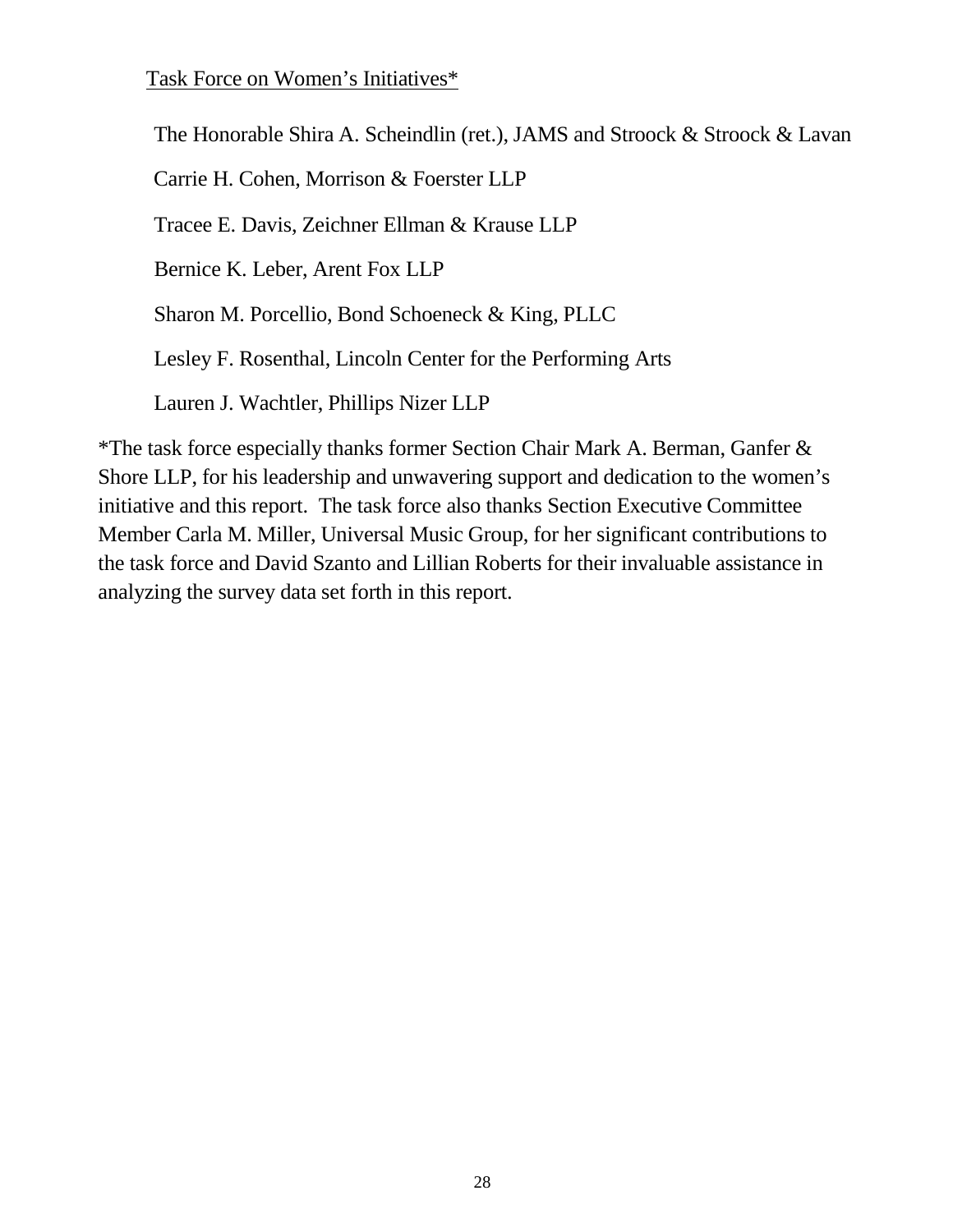Task Force on Women's Initiatives*

The Honorable Shira A. Scheindlin (ret.), JAMS and Stroock & Stroock & Lavan

Carrie H. Cohen, Morrison & Foerster LLP

Tracee E. Davis, Zeichner Ellman & Krause LLP

Bernice K. Leber, Arent Fox LLP

Sharon M. Porcellio, Bond Schoeneck & King, PLLC

Lesley F. Rosenthal, Lincoln Center for the Performing Arts

Lauren J. Wachtler, Phillips Nizer LLP

*The task force especially thanks former Section Chair Mark A. Berman, Ganfer & Shore LLP, for his leadership and unwavering support and dedication to the women's initiative and this report. The task force also thanks Section Executive Committee Member Carla M. Miller, Universal Music Group, for her significant contributions to the task force and David Szanto and Lillian Roberts for their invaluable assistance in analyzing the survey data set forth in this report.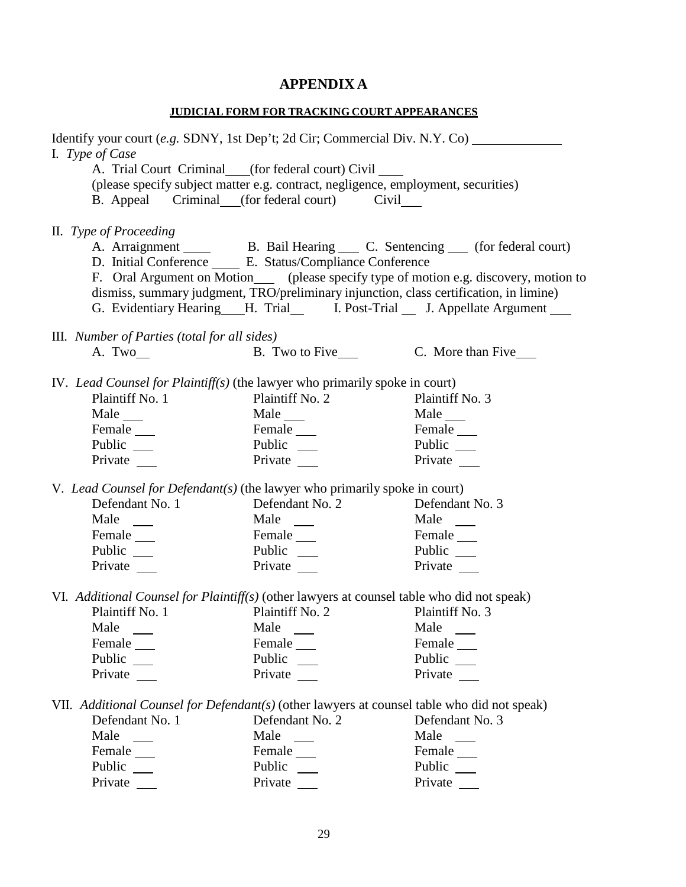# APPENDIX A

**JUDICIAL FORM FOR TRACKING COURT APPEARANCES**

Identify your court (*e.g.* SDNY, 1st Dep't; 2d Cir; Commercial Div. N.Y. Co) ____________

I. *Type of Case*

A. Trial Court Criminal___(for federal court) Civil ___
(please specify subject matter e.g. contract, negligence, employment, securities)

B. Appeal Criminal___(for federal court) Civil___

II. *Type of Proceeding*

A. Arraignment ____ B. Bail Hearing ___ C. Sentencing ___ (for federal court)

D. Initial Conference ____ E. Status/Compliance Conference

F. Oral Argument on Motion___ (please specify type of motion e.g. discovery, motion to dismiss, summary judgment, TRO/preliminary injunction, class certification, in limine)

G. Evidentiary Hearing___H. Trial__ I. Post-Trial __ J. Appellate Argument ___

III. *Number of Parties (total for all sides)*

A. Two__ B. Two to Five___ C. More than Five___

IV. *Lead Counsel for Plaintiff(s)* (the lawyer who primarily spoke in court)

| Plaintiff No. 1 | Plaintiff No. 2 | Plaintiff No. 3 |
|---|---|---|
| Male ___ | Male ___ | Male ___ |
| Female ___ | Female ___ | Female ___ |
| Public ___ | Public ___ | Public ___ |
| Private ___ | Private ___ | Private ___ |

V. *Lead Counsel for Defendant(s)* (the lawyer who primarily spoke in court)

| Defendant No. 1 | Defendant No. 2 | Defendant No. 3 |
|---|---|---|
| Male ___ | Male ___ | Male ___ |
| Female ___ | Female ___ | Female ___ |
| Public ___ | Public ___ | Public ___ |
| Private ___ | Private ___ | Private ___ |

VI. *Additional Counsel for Plaintiff(s)* (other lawyers at counsel table who did not speak)

| Plaintiff No. 1 | Plaintiff No. 2 | Plaintiff No. 3 |
|---|---|---|
| Male ___ | Male ___ | Male ___ |
| Female ___ | Female ___ | Female ___ |
| Public ___ | Public ___ | Public ___ |
| Private ___ | Private ___ | Private ___ |

VII. *Additional Counsel for Defendant(s)* (other lawyers at counsel table who did not speak)

| Defendant No. 1 | Defendant No. 2 | Defendant No. 3 |
|---|---|---|
| Male ___ | Male ___ | Male ___ |
| Female ___ | Female ___ | Female ___ |
| Public ___ | Public ___ | Public ___ |
| Private ___ | Private ___ | Private ___ |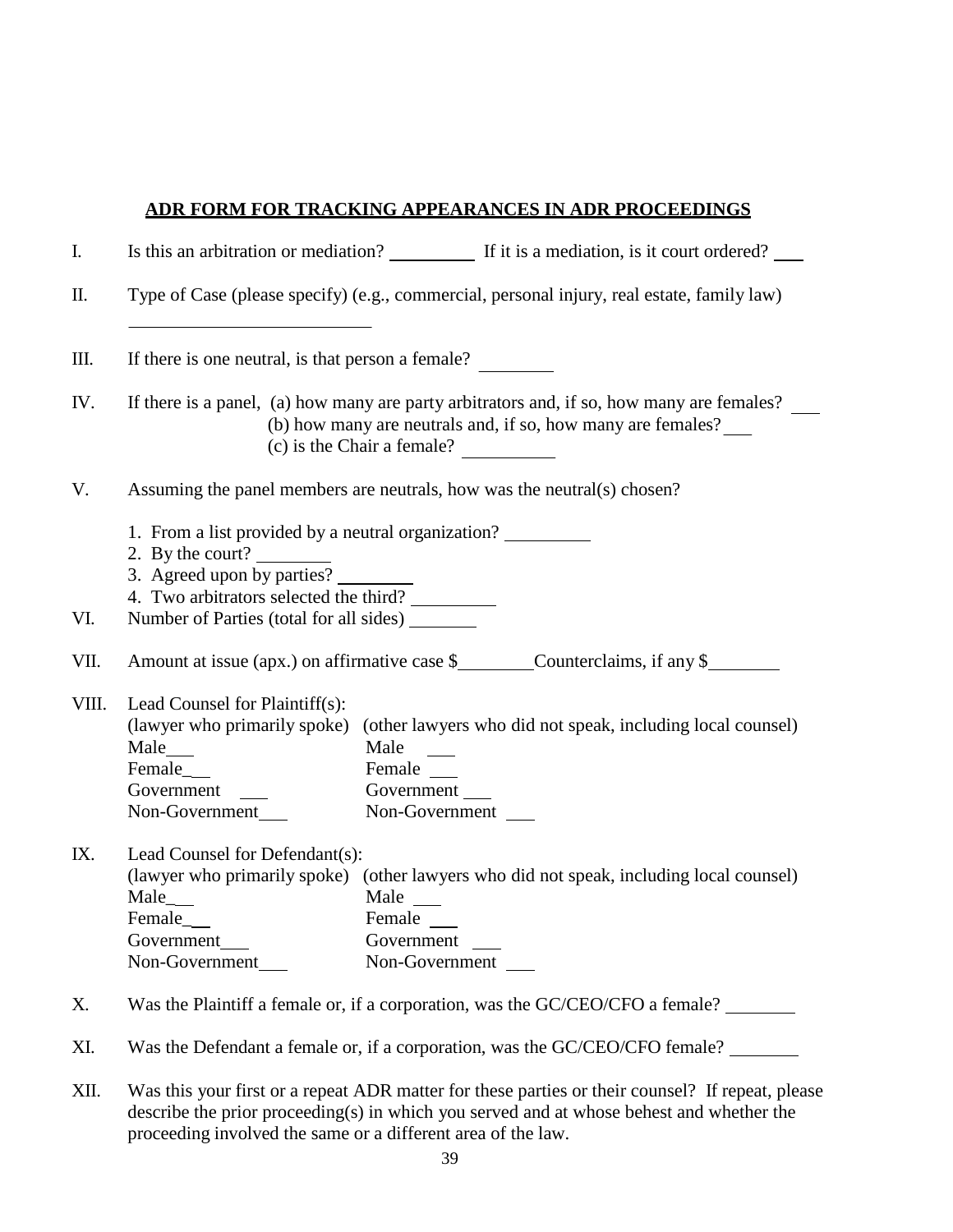## ADR FORM FOR TRACKING APPEARANCES IN ADR PROCEEDINGS

I. Is this an arbitration or mediation? __________ If it is a mediation, is it court ordered? ___

II. Type of Case (please specify) (e.g., commercial, personal injury, real estate, family law)

___________________________

III. If there is one neutral, is that person a female? ________

IV. If there is a panel, (a) how many are party arbitrators and, if so, how many are females? ___
(b) how many are neutrals and, if so, how many are females? ___
(c) is the Chair a female? __________

V. Assuming the panel members are neutrals, how was the neutral(s) chosen?

1. From a list provided by a neutral organization? _________
2. By the court? ________
3. Agreed upon by parties? ________
4. Two arbitrators selected the third? _________

VI. Number of Parties (total for all sides) _______

VII. Amount at issue (apx.) on affirmative case $________ Counterclaims, if any $________

VIII. Lead Counsel for Plaintiff(s):

| (lawyer who primarily spoke) | (other lawyers who did not speak, including local counsel) |
|---|---|
| Male___ | Male ___ |
| Female___ | Female ___ |
| Government ___ | Government ___ |
| Non-Government___ | Non-Government ___ |

IX. Lead Counsel for Defendant(s):

| (lawyer who primarily spoke) | (other lawyers who did not speak, including local counsel) |
|---|---|
| Male___ | Male ___ |
| Female___ | Female ___ |
| Government___ | Government ___ |
| Non-Government___ | Non-Government ___ |

X. Was the Plaintiff a female or, if a corporation, was the GC/CEO/CFO a female? ________

XI. Was the Defendant a female or, if a corporation, was the GC/CEO/CFO female? ________

XII. Was this your first or a repeat ADR matter for these parties or their counsel? If repeat, please describe the prior proceeding(s) in which you served and at whose behest and whether the proceeding involved the same or a different area of the law.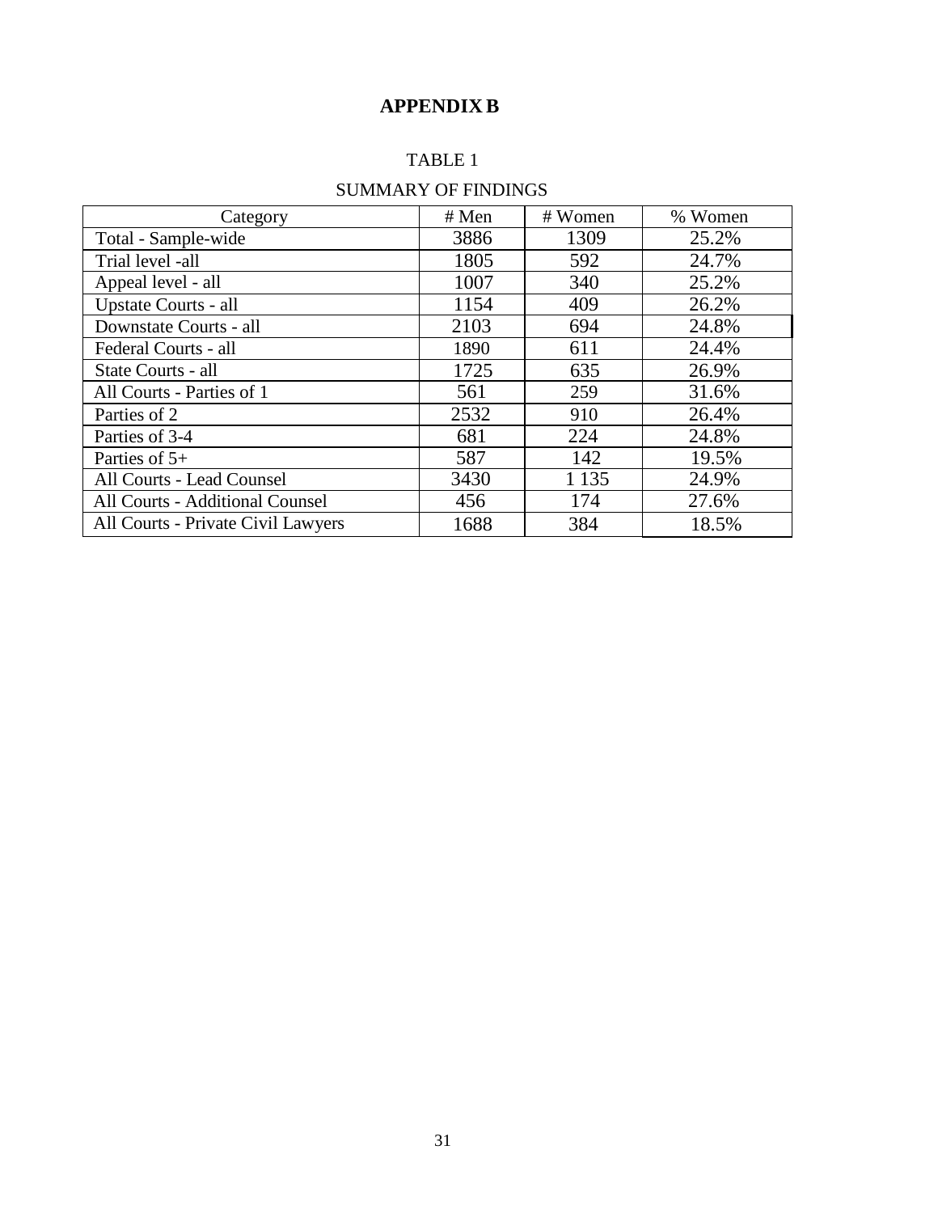# APPENDIX B

TABLE 1

SUMMARY OF FINDINGS

| Category | # Men | # Women | % Women |
|---|---|---|---|
| Total - Sample-wide | 3886 | 1309 | 25.2% |
| Trial level -all | 1805 | 592 | 24.7% |
| Appeal level - all | 1007 | 340 | 25.2% |
| Upstate Courts - all | 1154 | 409 | 26.2% |
| Downstate Courts - all | 2103 | 694 | 24.8% |
| Federal Courts - all | 1890 | 611 | 24.4% |
| State Courts - all | 1725 | 635 | 26.9% |
| All Courts - Parties of 1 | 561 | 259 | 31.6% |
| Parties of 2 | 2532 | 910 | 26.4% |
| Parties of 3-4 | 681 | 224 | 24.8% |
| Parties of 5+ | 587 | 142 | 19.5% |
| All Courts - Lead Counsel | 3430 | 1 135 | 24.9% |
| All Courts - Additional Counsel | 456 | 174 | 27.6% |
| All Courts - Private Civil Lawyers | 1688 | 384 | 18.5% |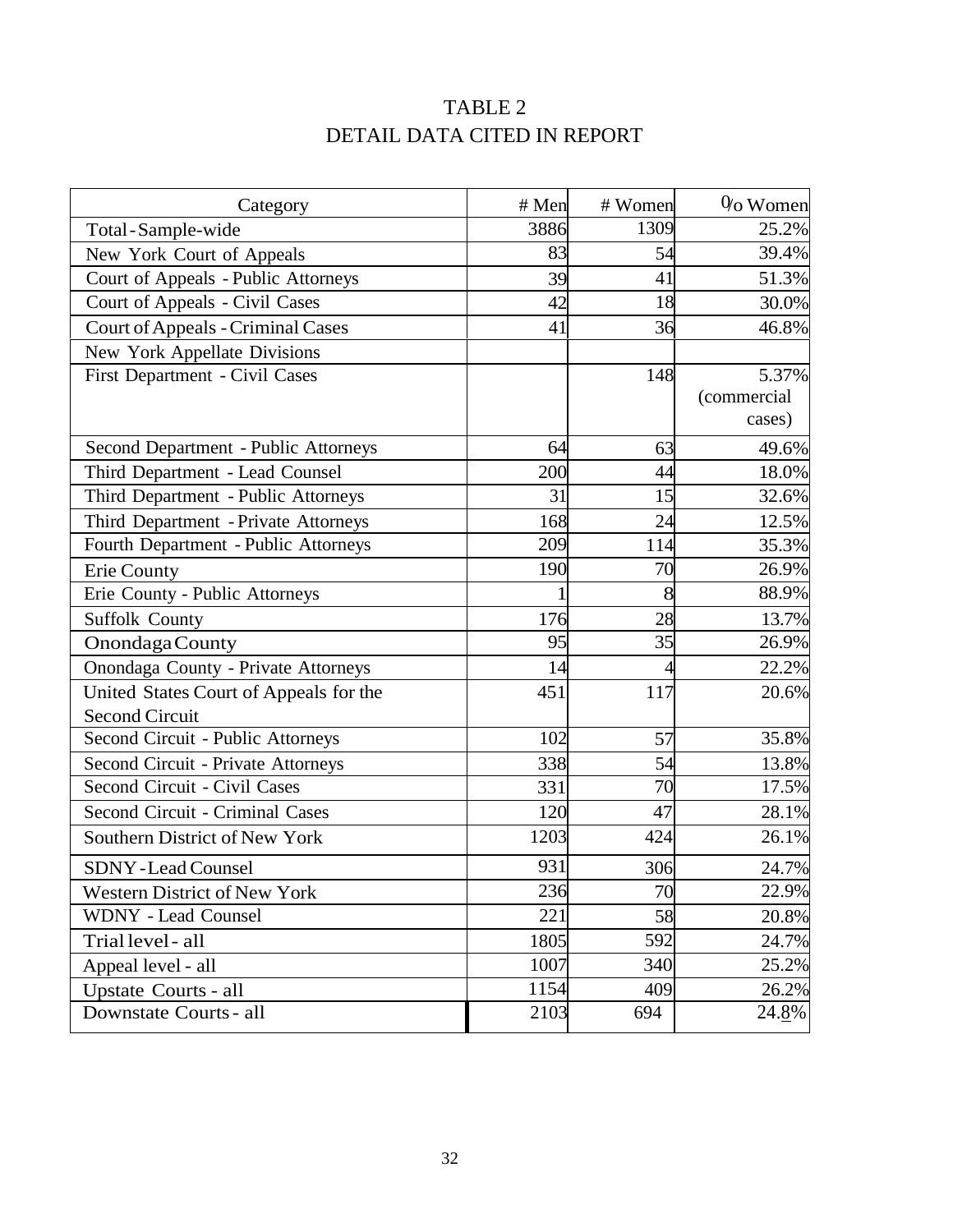# TABLE 2
## DETAIL DATA CITED IN REPORT

| Category | # Men | # Women | % Women |
|---|---|---|---|
| Total - Sample-wide | 3886 | 1309 | 25.2% |
| New York Court of Appeals | 83 | 54 | 39.4% |
| Court of Appeals - Public Attorneys | 39 | 41 | 51.3% |
| Court of Appeals - Civil Cases | 42 | 18 | 30.0% |
| Court of Appeals - Criminal Cases | 41 | 36 | 46.8% |
| New York Appellate Divisions | | | |
| First Department - Civil Cases | | 148 | 5.37% (commercial cases) |
| Second Department - Public Attorneys | 64 | 63 | 49.6% |
| Third Department - Lead Counsel | 200 | 44 | 18.0% |
| Third Department - Public Attorneys | 31 | 15 | 32.6% |
| Third Department - Private Attorneys | 168 | 24 | 12.5% |
| Fourth Department - Public Attorneys | 209 | 114 | 35.3% |
| Erie County | 190 | 70 | 26.9% |
| Erie County - Public Attorneys | 1 | 8 | 88.9% |
| Suffolk County | 176 | 28 | 13.7% |
| Onondaga County | 95 | 35 | 26.9% |
| Onondaga County - Private Attorneys | 14 | 4 | 22.2% |
| United States Court of Appeals for the Second Circuit | 451 | 117 | 20.6% |
| Second Circuit - Public Attorneys | 102 | 57 | 35.8% |
| Second Circuit - Private Attorneys | 338 | 54 | 13.8% |
| Second Circuit - Civil Cases | 331 | 70 | 17.5% |
| Second Circuit - Criminal Cases | 120 | 47 | 28.1% |
| Southern District of New York | 1203 | 424 | 26.1% |
| SDNY - Lead Counsel | 931 | 306 | 24.7% |
| Western District of New York | 236 | 70 | 22.9% |
| WDNY - Lead Counsel | 221 | 58 | 20.8% |
| Trial level - all | 1805 | 592 | 24.7% |
| Appeal level - all | 1007 | 340 | 25.2% |
| Upstate Courts - all | 1154 | 409 | 26.2% |
| Downstate Courts - all | 2103 | 694 | 24.8% |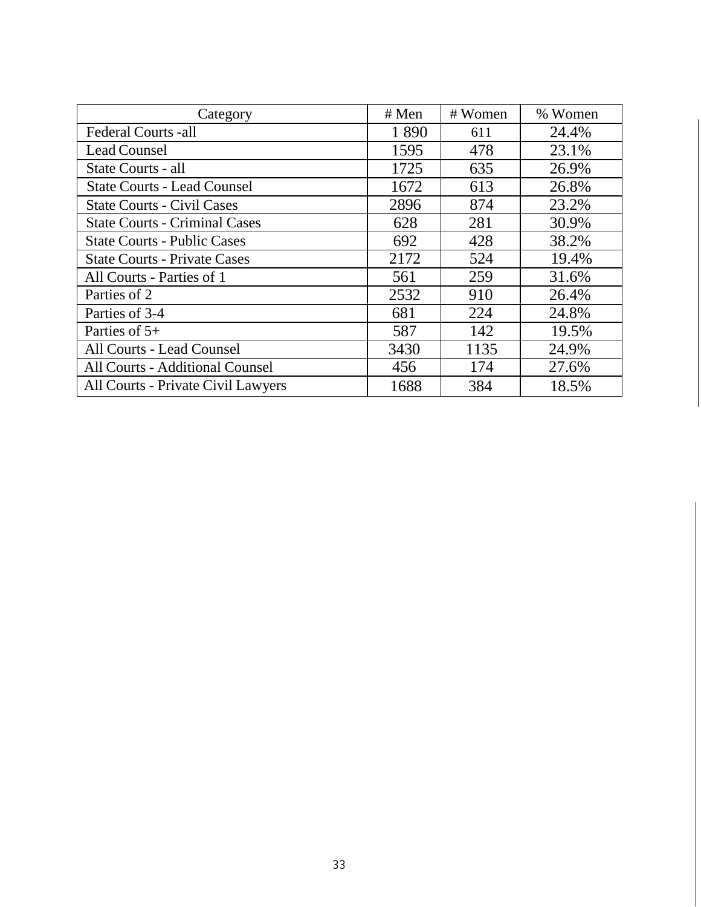| Category | # Men | # Women | % Women |
| --- | --- | --- | --- |
| Federal Courts -all | 1 890 | 611 | 24.4% |
| Lead Counsel | 1595 | 478 | 23.1% |
| State Courts - all | 1725 | 635 | 26.9% |
| State Courts - Lead Counsel | 1672 | 613 | 26.8% |
| State Courts - Civil Cases | 2896 | 874 | 23.2% |
| State Courts - Criminal Cases | 628 | 281 | 30.9% |
| State Courts - Public Cases | 692 | 428 | 38.2% |
| State Courts - Private Cases | 2172 | 524 | 19.4% |
| All Courts - Parties of 1 | 561 | 259 | 31.6% |
| Parties of 2 | 2532 | 910 | 26.4% |
| Parties of 3-4 | 681 | 224 | 24.8% |
| Parties of 5+ | 587 | 142 | 19.5% |
| All Courts - Lead Counsel | 3430 | 1135 | 24.9% |
| All Courts - Additional Counsel | 456 | 174 | 27.6% |
| All Courts - Private Civil Lawyers | 1688 | 384 | 18.5% |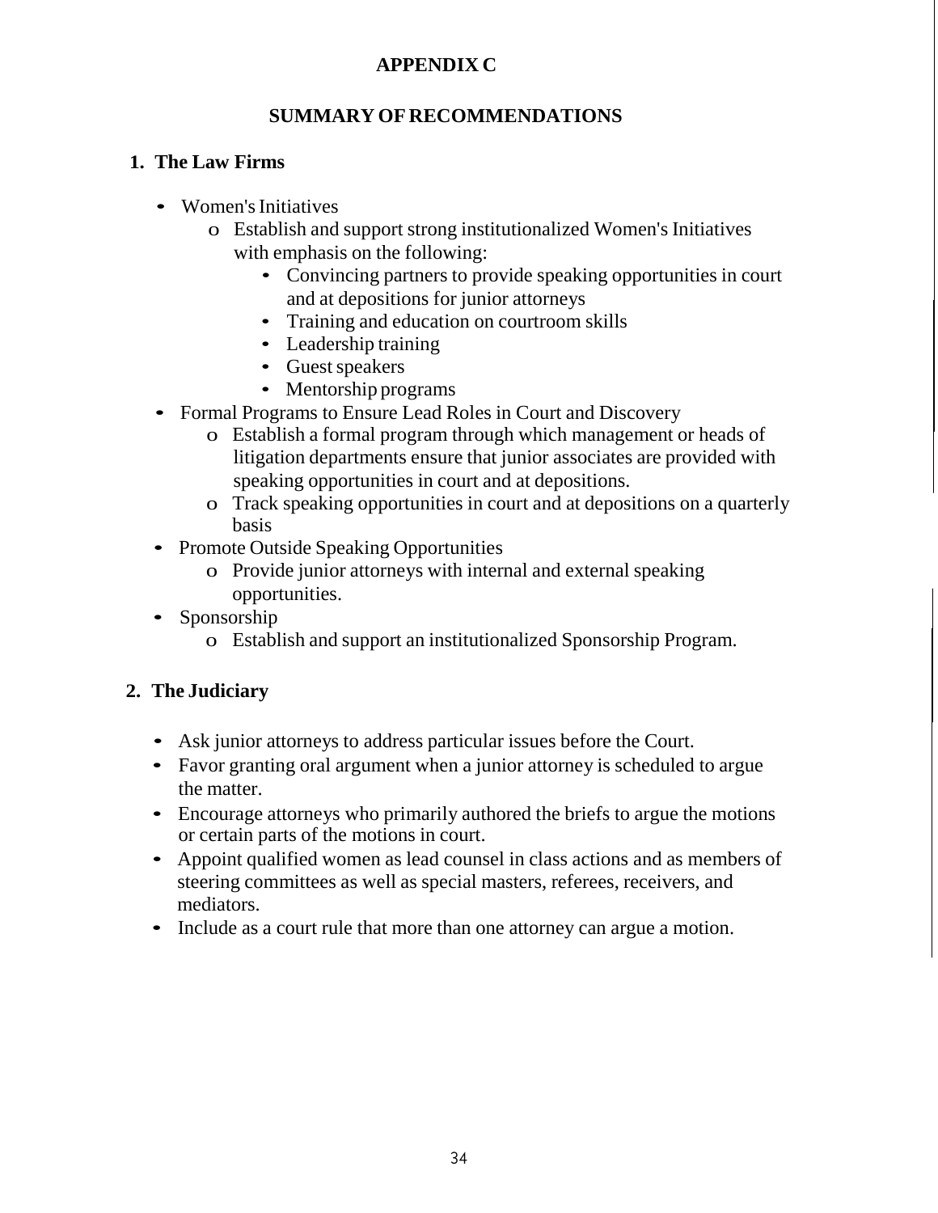# APPENDIX C

## SUMMARY OF RECOMMENDATIONS

### 1. The Law Firms

- Women's Initiatives
  - Establish and support strong institutionalized Women's Initiatives with emphasis on the following:
    - Convincing partners to provide speaking opportunities in court and at depositions for junior attorneys
    - Training and education on courtroom skills
    - Leadership training
    - Guest speakers
    - Mentorship programs
- Formal Programs to Ensure Lead Roles in Court and Discovery
  - Establish a formal program through which management or heads of litigation departments ensure that junior associates are provided with speaking opportunities in court and at depositions.
  - Track speaking opportunities in court and at depositions on a quarterly basis
- Promote Outside Speaking Opportunities
  - Provide junior attorneys with internal and external speaking opportunities.
- Sponsorship
  - Establish and support an institutionalized Sponsorship Program.

### 2. The Judiciary

- Ask junior attorneys to address particular issues before the Court.
- Favor granting oral argument when a junior attorney is scheduled to argue the matter.
- Encourage attorneys who primarily authored the briefs to argue the motions or certain parts of the motions in court.
- Appoint qualified women as lead counsel in class actions and as members of steering committees as well as special masters, referees, receivers, and mediators.
- Include as a court rule that more than one attorney can argue a motion.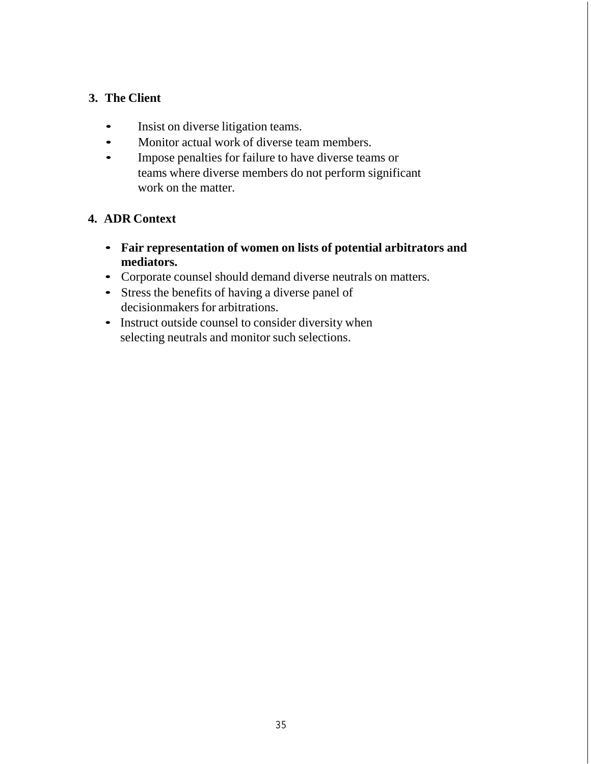**3. The Client**

- Insist on diverse litigation teams.
- Monitor actual work of diverse team members.
- Impose penalties for failure to have diverse teams or teams where diverse members do not perform significant work on the matter.

**4. ADR Context**

- **Fair representation of women on lists of potential arbitrators and mediators.**
- Corporate counsel should demand diverse neutrals on matters.
- Stress the benefits of having a diverse panel of decisionmakers for arbitrations.
- Instruct outside counsel to consider diversity when selecting neutrals and monitor such selections.